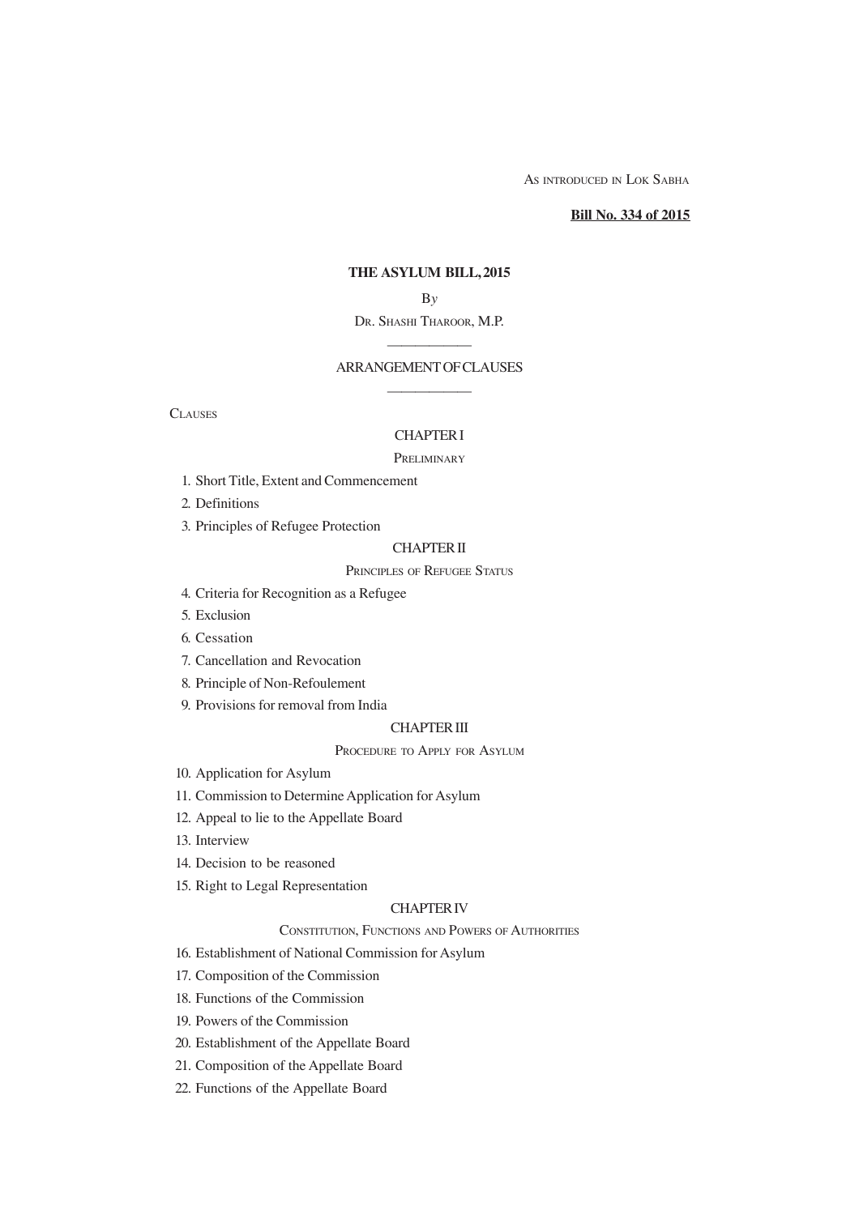AS INTRODUCED IN LOK SABHA

**Bill No. 334 of 2015**

# THE ASYLUM BILL, 2015

By

DR. SHASHI THAROOR, M.P.

## ARRANGEMENT OF CLAUSES

CLAUSES

### CHAPTER I

PRELIMINARY

1. Short Title, Extent and Commencement
2. Definitions
3. Principles of Refugee Protection

### CHAPTER II

PRINCIPLES OF REFUGEE STATUS

4. Criteria for Recognition as a Refugee
5. Exclusion
6. Cessation
7. Cancellation and Revocation
8. Principle of Non-Refoulement
9. Provisions for removal from India

### CHAPTER III

PROCEDURE TO APPLY FOR ASYLUM

10. Application for Asylum
11. Commission to Determine Application for Asylum
12. Appeal to lie to the Appellate Board
13. Interview
14. Decision to be reasoned
15. Right to Legal Representation

### CHAPTER IV

CONSTITUTION, FUNCTIONS AND POWERS OF AUTHORITIES

16. Establishment of National Commission for Asylum
17. Composition of the Commission
18. Functions of the Commission
19. Powers of the Commission
20. Establishment of the Appellate Board
21. Composition of the Appellate Board
22. Functions of the Appellate Board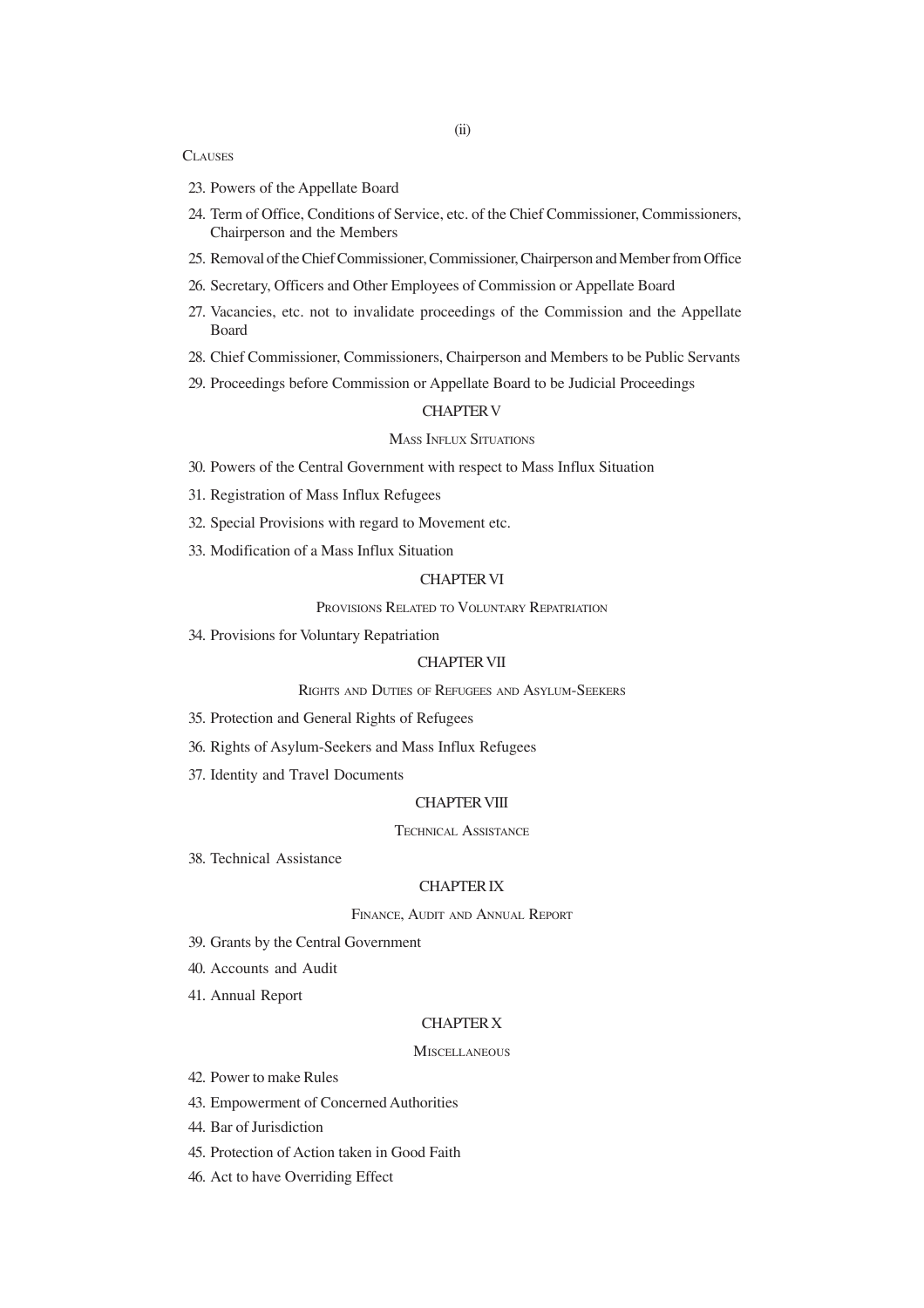CLAUSES

23. Powers of the Appellate Board
24. Term of Office, Conditions of Service, etc. of the Chief Commissioner, Commissioners, Chairperson and the Members
25. Removal of the Chief Commissioner, Commissioner, Chairperson and Member from Office
26. Secretary, Officers and Other Employees of Commission or Appellate Board
27. Vacancies, etc. not to invalidate proceedings of the Commission and the Appellate Board
28. Chief Commissioner, Commissioners, Chairperson and Members to be Public Servants
29. Proceedings before Commission or Appellate Board to be Judicial Proceedings

## CHAPTER V

### MASS INFLUX SITUATIONS

30. Powers of the Central Government with respect to Mass Influx Situation
31. Registration of Mass Influx Refugees
32. Special Provisions with regard to Movement etc.
33. Modification of a Mass Influx Situation

## CHAPTER VI

### PROVISIONS RELATED TO VOLUNTARY REPATRIATION

34. Provisions for Voluntary Repatriation

## CHAPTER VII

### RIGHTS AND DUTIES OF REFUGEES AND ASYLUM-SEEKERS

35. Protection and General Rights of Refugees
36. Rights of Asylum-Seekers and Mass Influx Refugees
37. Identity and Travel Documents

## CHAPTER VIII

### TECHNICAL ASSISTANCE

38. Technical Assistance

## CHAPTER IX

### FINANCE, AUDIT AND ANNUAL REPORT

39. Grants by the Central Government
40. Accounts and Audit
41. Annual Report

## CHAPTER X

### MISCELLANEOUS

42. Power to make Rules
43. Empowerment of Concerned Authorities
44. Bar of Jurisdiction
45. Protection of Action taken in Good Faith
46. Act to have Overriding Effect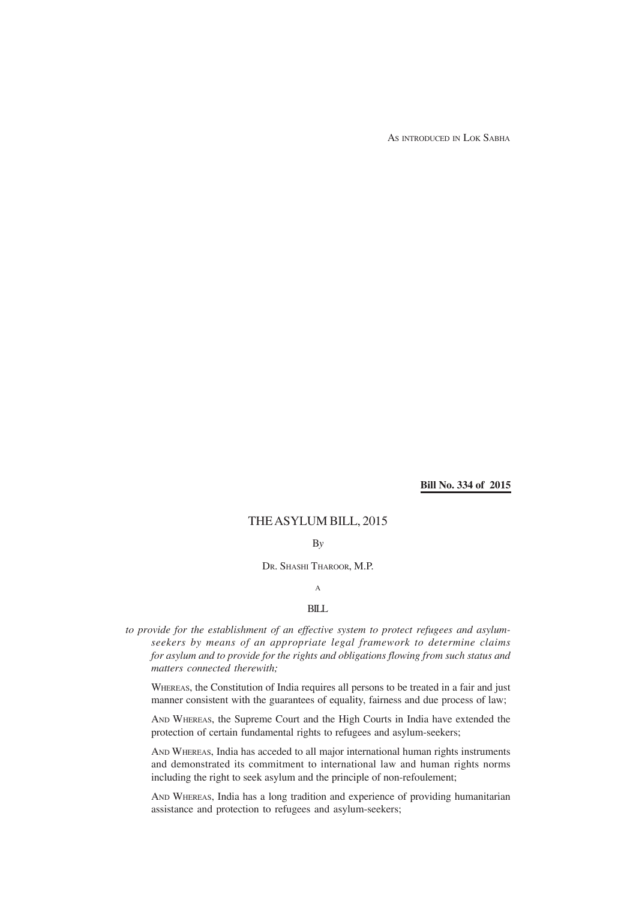AS INTRODUCED IN LOK SABHA

**Bill No. 334 of 2015**

# THE ASYLUM BILL, 2015

By

DR. SHASHI THAROOR, M.P.

A

BILL

*to provide for the establishment of an effective system to protect refugees and asylum-seekers by means of an appropriate legal framework to determine claims for asylum and to provide for the rights and obligations flowing from such status and matters connected therewith;*

WHEREAS, the Constitution of India requires all persons to be treated in a fair and just manner consistent with the guarantees of equality, fairness and due process of law;

AND WHEREAS, the Supreme Court and the High Courts in India have extended the protection of certain fundamental rights to refugees and asylum-seekers;

AND WHEREAS, India has acceded to all major international human rights instruments and demonstrated its commitment to international law and human rights norms including the right to seek asylum and the principle of non-refoulement;

AND WHEREAS, India has a long tradition and experience of providing humanitarian assistance and protection to refugees and asylum-seekers;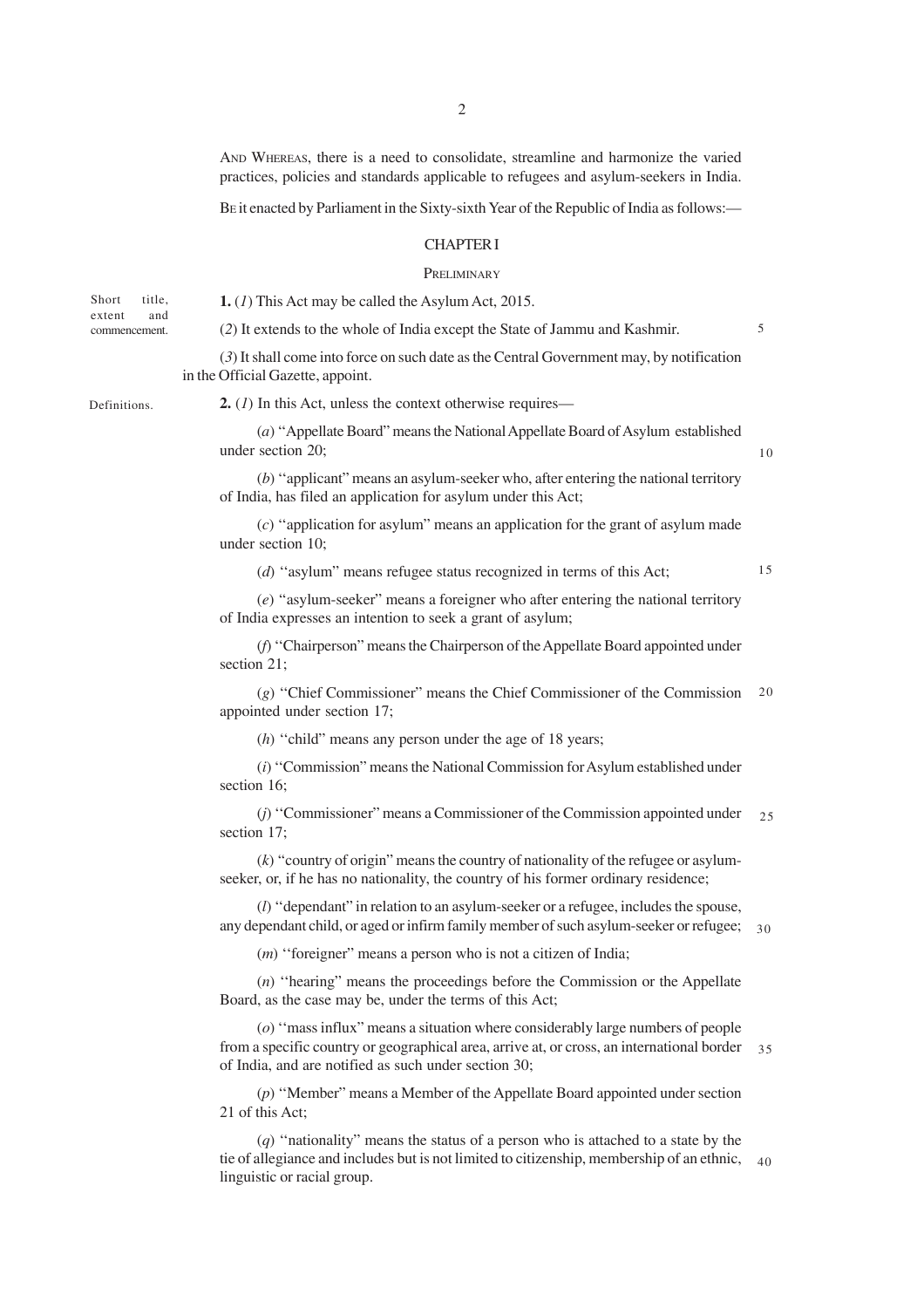AND WHEREAS, there is a need to consolidate, streamline and harmonize the varied practices, policies and standards applicable to refugees and asylum-seekers in India.

BE it enacted by Parliament in the Sixty-sixth Year of the Republic of India as follows:—

## CHAPTER I

### PRELIMINARY

Short title, extent and commencement.

**1.** (*1*) This Act may be called the Asylum Act, 2015.

(*2*) It extends to the whole of India except the State of Jammu and Kashmir.

(*3*) It shall come into force on such date as the Central Government may, by notification in the Official Gazette, appoint.

Definitions.

**2.** (*1*) In this Act, unless the context otherwise requires—

(*a*) "Appellate Board" means the National Appellate Board of Asylum established under section 20;

(*b*) "applicant" means an asylum-seeker who, after entering the national territory of India, has filed an application for asylum under this Act;

(*c*) "application for asylum" means an application for the grant of asylum made under section 10;

(*d*) "asylum" means refugee status recognized in terms of this Act;

(*e*) "asylum-seeker" means a foreigner who after entering the national territory of India expresses an intention to seek a grant of asylum;

(*f*) "Chairperson" means the Chairperson of the Appellate Board appointed under section 21;

(*g*) "Chief Commissioner" means the Chief Commissioner of the Commission appointed under section 17;

(*h*) "child" means any person under the age of 18 years;

(*i*) "Commission" means the National Commission for Asylum established under section 16;

(*j*) "Commissioner" means a Commissioner of the Commission appointed under section 17;

(*k*) "country of origin" means the country of nationality of the refugee or asylum-seeker, or, if he has no nationality, the country of his former ordinary residence;

(*l*) "dependant" in relation to an asylum-seeker or a refugee, includes the spouse, any dependant child, or aged or infirm family member of such asylum-seeker or refugee;

(*m*) "foreigner" means a person who is not a citizen of India;

(*n*) "hearing" means the proceedings before the Commission or the Appellate Board, as the case may be, under the terms of this Act;

(*o*) "mass influx" means a situation where considerably large numbers of people from a specific country or geographical area, arrive at, or cross, an international border of India, and are notified as such under section 30;

(*p*) "Member" means a Member of the Appellate Board appointed under section 21 of this Act;

(*q*) "nationality" means the status of a person who is attached to a state by the tie of allegiance and includes but is not limited to citizenship, membership of an ethnic, linguistic or racial group.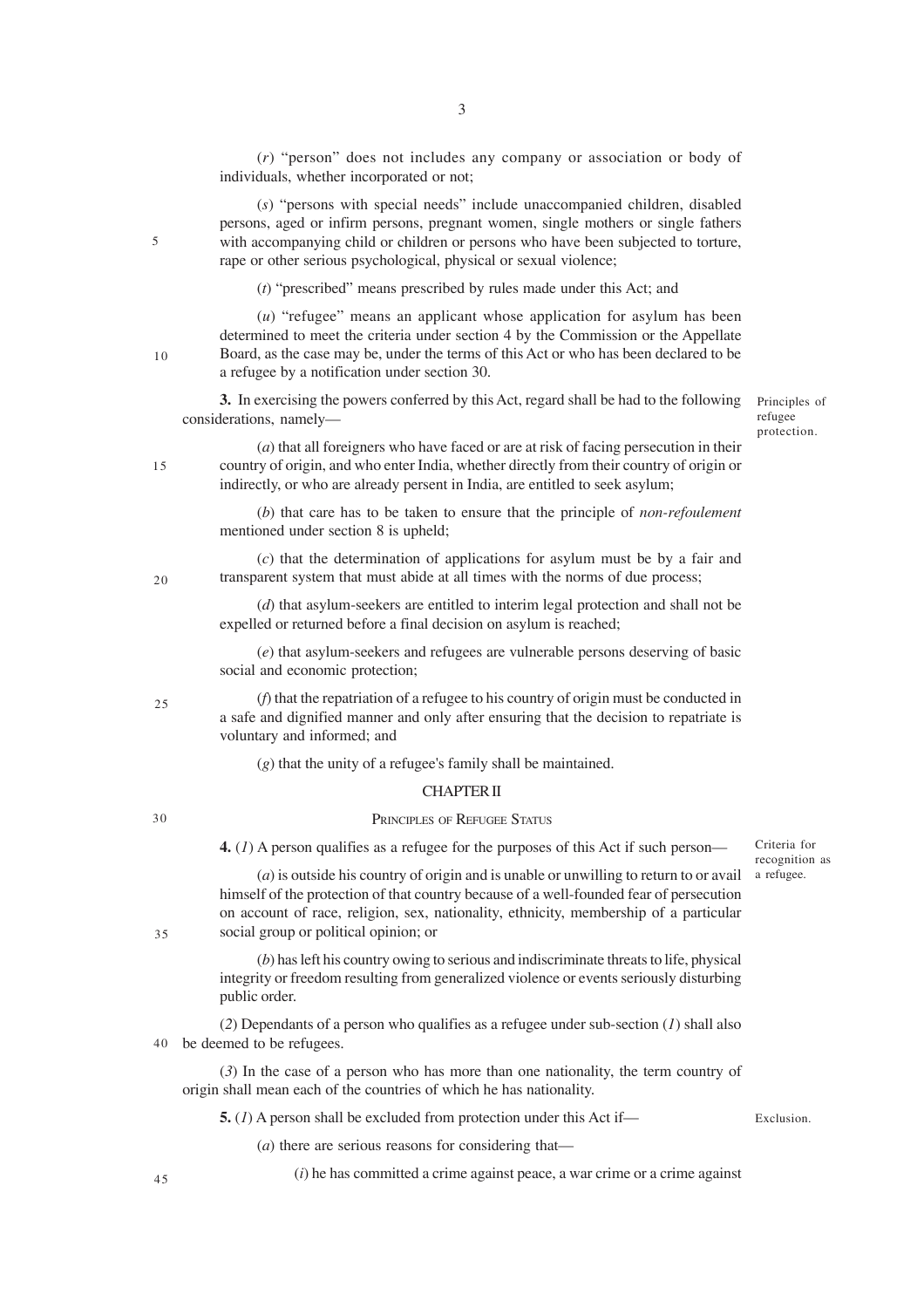(*r*) "person" does not includes any company or association or body of individuals, whether incorporated or not;

(*s*) "persons with special needs" include unaccompanied children, disabled persons, aged or infirm persons, pregnant women, single mothers or single fathers with accompanying child or children or persons who have been subjected to torture, rape or other serious psychological, physical or sexual violence;

(*t*) "prescribed" means prescribed by rules made under this Act; and

(*u*) "refugee" means an applicant whose application for asylum has been determined to meet the criteria under section 4 by the Commission or the Appellate Board, as the case may be, under the terms of this Act or who has been declared to be a refugee by a notification under section 30.

Principles of refugee protection.

**3.** In exercising the powers conferred by this Act, regard shall be had to the following considerations, namely—

(*a*) that all foreigners who have faced or are at risk of facing persecution in their country of origin, and who enter India, whether directly from their country of origin or indirectly, or who are already persent in India, are entitled to seek asylum;

(*b*) that care has to be taken to ensure that the principle of *non-refoulement* mentioned under section 8 is upheld;

(*c*) that the determination of applications for asylum must be by a fair and transparent system that must abide at all times with the norms of due process;

(*d*) that asylum-seekers are entitled to interim legal protection and shall not be expelled or returned before a final decision on asylum is reached;

(*e*) that asylum-seekers and refugees are vulnerable persons deserving of basic social and economic protection;

(*f*) that the repatriation of a refugee to his country of origin must be conducted in a safe and dignified manner and only after ensuring that the decision to repatriate is voluntary and informed; and

(*g*) that the unity of a refugee's family shall be maintained.

## CHAPTER II

### PRINCIPLES OF REFUGEE STATUS

Criteria for recognition as a refugee.

**4.** (*1*) A person qualifies as a refugee for the purposes of this Act if such person—

(*a*) is outside his country of origin and is unable or unwilling to return to or avail himself of the protection of that country because of a well-founded fear of persecution on account of race, religion, sex, nationality, ethnicity, membership of a particular social group or political opinion; or

(*b*) has left his country owing to serious and indiscriminate threats to life, physical integrity or freedom resulting from generalized violence or events seriously disturbing public order.

(*2*) Dependants of a person who qualifies as a refugee under sub-section (*1*) shall also be deemed to be refugees.

(*3*) In the case of a person who has more than one nationality, the term country of origin shall mean each of the countries of which he has nationality.

Exclusion.

**5.** (*1*) A person shall be excluded from protection under this Act if—

(*a*) there are serious reasons for considering that—

(*i*) he has committed a crime against peace, a war crime or a crime against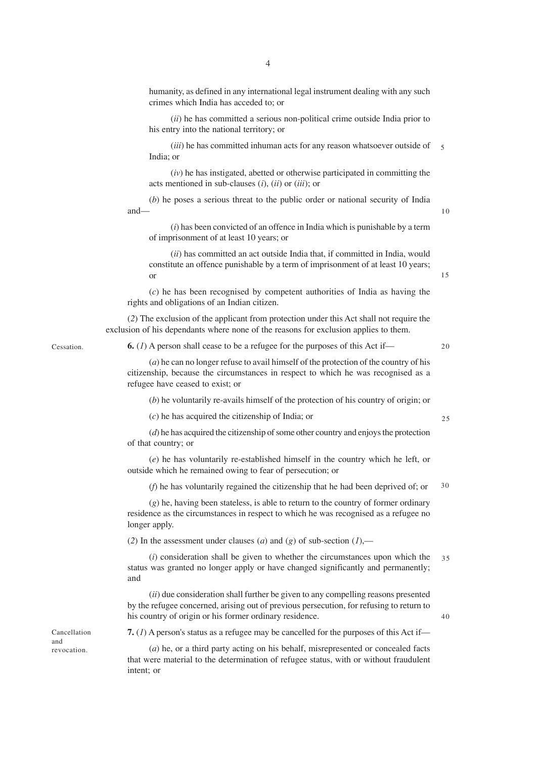humanity, as defined in any international legal instrument dealing with any such crimes which India has acceded to; or

(*ii*) he has committed a serious non-political crime outside India prior to his entry into the national territory; or

(*iii*) he has committed inhuman acts for any reason whatsoever outside of India; or

(*iv*) he has instigated, abetted or otherwise participated in committing the acts mentioned in sub-clauses (*i*), (*ii*) or (*iii*); or

(*b*) he poses a serious threat to the public order or national security of India and—

(*i*) has been convicted of an offence in India which is punishable by a term of imprisonment of at least 10 years; or

(*ii*) has committed an act outside India that, if committed in India, would constitute an offence punishable by a term of imprisonment of at least 10 years; or

(*c*) he has been recognised by competent authorities of India as having the rights and obligations of an Indian citizen.

(*2*) The exclusion of the applicant from protection under this Act shall not require the exclusion of his dependants where none of the reasons for exclusion applies to them.

Cessation.

**6.** (*1*) A person shall cease to be a refugee for the purposes of this Act if—

(*a*) he can no longer refuse to avail himself of the protection of the country of his citizenship, because the circumstances in respect to which he was recognised as a refugee have ceased to exist; or

(*b*) he voluntarily re-avails himself of the protection of his country of origin; or

(*c*) he has acquired the citizenship of India; or

(*d*) he has acquired the citizenship of some other country and enjoys the protection of that country; or

(*e*) he has voluntarily re-established himself in the country which he left, or outside which he remained owing to fear of persecution; or

(*f*) he has voluntarily regained the citizenship that he had been deprived of; or

(*g*) he, having been stateless, is able to return to the country of former ordinary residence as the circumstances in respect to which he was recognised as a refugee no longer apply.

(*2*) In the assessment under clauses (*a*) and (*g*) of sub-section (*1*),—

(*i*) consideration shall be given to whether the circumstances upon which the status was granted no longer apply or have changed significantly and permanently; and

(*ii*) due consideration shall further be given to any compelling reasons presented by the refugee concerned, arising out of previous persecution, for refusing to return to his country of origin or his former ordinary residence.

Cancellation and revocation.

**7.** (*1*) A person's status as a refugee may be cancelled for the purposes of this Act if—

(*a*) he, or a third party acting on his behalf, misrepresented or concealed facts that were material to the determination of refugee status, with or without fraudulent intent; or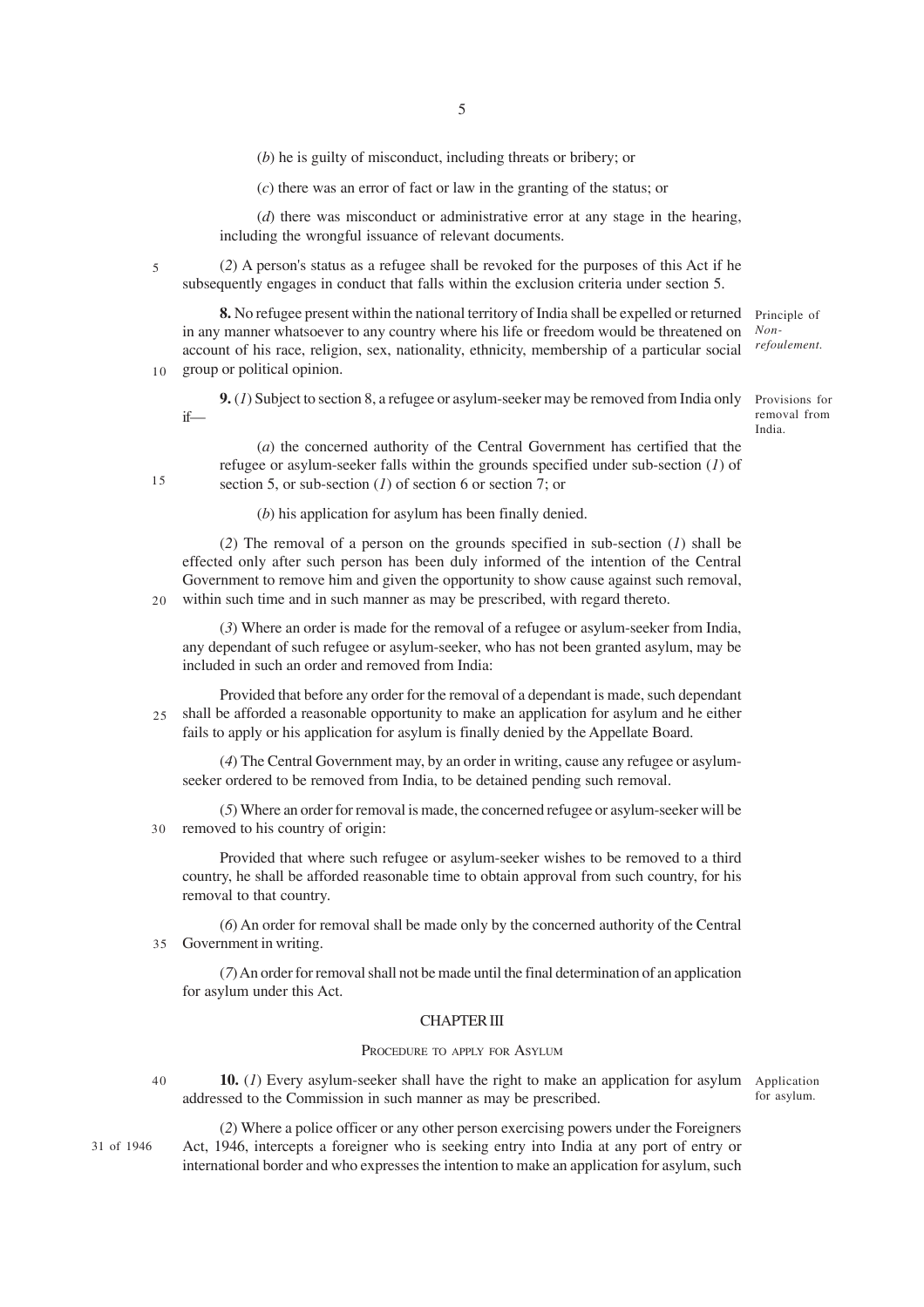(*b*) he is guilty of misconduct, including threats or bribery; or

(*c*) there was an error of fact or law in the granting of the status; or

(*d*) there was misconduct or administrative error at any stage in the hearing, including the wrongful issuance of relevant documents.

(*2*) A person's status as a refugee shall be revoked for the purposes of this Act if he subsequently engages in conduct that falls within the exclusion criteria under section 5.

Principle of *Non-refoulement.*

**8.** No refugee present within the national territory of India shall be expelled or returned in any manner whatsoever to any country where his life or freedom would be threatened on account of his race, religion, sex, nationality, ethnicity, membership of a particular social group or political opinion.

Provisions for removal from India.

**9.** (*1*) Subject to section 8, a refugee or asylum-seeker may be removed from India only if—

(*a*) the concerned authority of the Central Government has certified that the refugee or asylum-seeker falls within the grounds specified under sub-section (*1*) of section 5, or sub-section (*1*) of section 6 or section 7; or

(*b*) his application for asylum has been finally denied.

(*2*) The removal of a person on the grounds specified in sub-section (*1*) shall be effected only after such person has been duly informed of the intention of the Central Government to remove him and given the opportunity to show cause against such removal, within such time and in such manner as may be prescribed, with regard thereto.

(*3*) Where an order is made for the removal of a refugee or asylum-seeker from India, any dependant of such refugee or asylum-seeker, who has not been granted asylum, may be included in such an order and removed from India:

Provided that before any order for the removal of a dependant is made, such dependant shall be afforded a reasonable opportunity to make an application for asylum and he either fails to apply or his application for asylum is finally denied by the Appellate Board.

(*4*) The Central Government may, by an order in writing, cause any refugee or asylum-seeker ordered to be removed from India, to be detained pending such removal.

(*5*) Where an order for removal is made, the concerned refugee or asylum-seeker will be removed to his country of origin:

Provided that where such refugee or asylum-seeker wishes to be removed to a third country, he shall be afforded reasonable time to obtain approval from such country, for his removal to that country.

(*6*) An order for removal shall be made only by the concerned authority of the Central Government in writing.

(*7*) An order for removal shall not be made until the final determination of an application for asylum under this Act.

## CHAPTER III

### PROCEDURE TO APPLY FOR ASYLUM

Application for asylum.

**10.** (*1*) Every asylum-seeker shall have the right to make an application for asylum addressed to the Commission in such manner as may be prescribed.

31 of 1946

(*2*) Where a police officer or any other person exercising powers under the Foreigners Act, 1946, intercepts a foreigner who is seeking entry into India at any port of entry or international border and who expresses the intention to make an application for asylum, such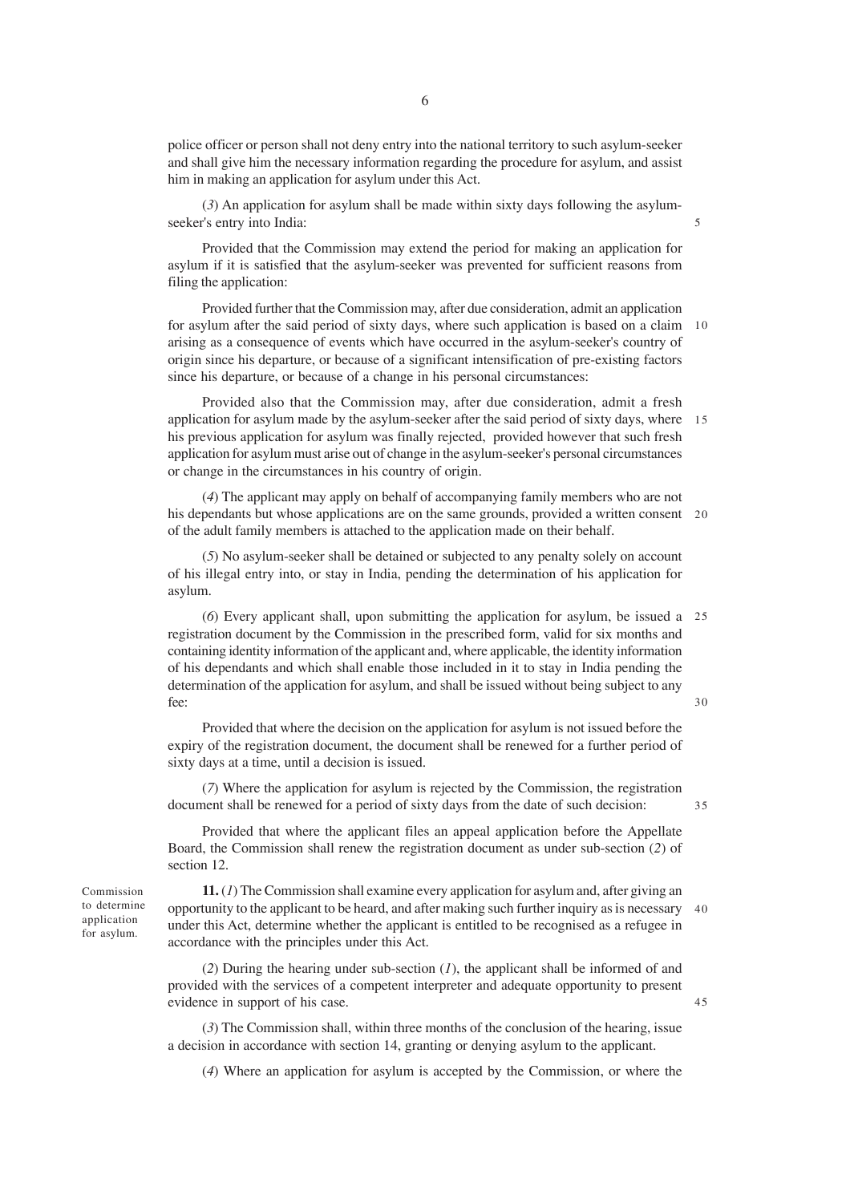police officer or person shall not deny entry into the national territory to such asylum-seeker and shall give him the necessary information regarding the procedure for asylum, and assist him in making an application for asylum under this Act.

(*3*) An application for asylum shall be made within sixty days following the asylum-seeker's entry into India:

Provided that the Commission may extend the period for making an application for asylum if it is satisfied that the asylum-seeker was prevented for sufficient reasons from filing the application:

Provided further that the Commission may, after due consideration, admit an application for asylum after the said period of sixty days, where such application is based on a claim arising as a consequence of events which have occurred in the asylum-seeker's country of origin since his departure, or because of a significant intensification of pre-existing factors since his departure, or because of a change in his personal circumstances:

Provided also that the Commission may, after due consideration, admit a fresh application for asylum made by the asylum-seeker after the said period of sixty days, where his previous application for asylum was finally rejected, provided however that such fresh application for asylum must arise out of change in the asylum-seeker's personal circumstances or change in the circumstances in his country of origin.

(*4*) The applicant may apply on behalf of accompanying family members who are not his dependants but whose applications are on the same grounds, provided a written consent of the adult family members is attached to the application made on their behalf.

(*5*) No asylum-seeker shall be detained or subjected to any penalty solely on account of his illegal entry into, or stay in India, pending the determination of his application for asylum.

(*6*) Every applicant shall, upon submitting the application for asylum, be issued a registration document by the Commission in the prescribed form, valid for six months and containing identity information of the applicant and, where applicable, the identity information of his dependants and which shall enable those included in it to stay in India pending the determination of the application for asylum, and shall be issued without being subject to any fee:

Provided that where the decision on the application for asylum is not issued before the expiry of the registration document, the document shall be renewed for a further period of sixty days at a time, until a decision is issued.

(*7*) Where the application for asylum is rejected by the Commission, the registration document shall be renewed for a period of sixty days from the date of such decision:

Provided that where the applicant files an appeal application before the Appellate Board, the Commission shall renew the registration document as under sub-section (*2*) of section 12.

Commission to determine application for asylum.

**11.** (*1*) The Commission shall examine every application for asylum and, after giving an opportunity to the applicant to be heard, and after making such further inquiry as is necessary under this Act, determine whether the applicant is entitled to be recognised as a refugee in accordance with the principles under this Act.

(*2*) During the hearing under sub-section (*1*), the applicant shall be informed of and provided with the services of a competent interpreter and adequate opportunity to present evidence in support of his case.

(*3*) The Commission shall, within three months of the conclusion of the hearing, issue a decision in accordance with section 14, granting or denying asylum to the applicant.

(*4*) Where an application for asylum is accepted by the Commission, or where the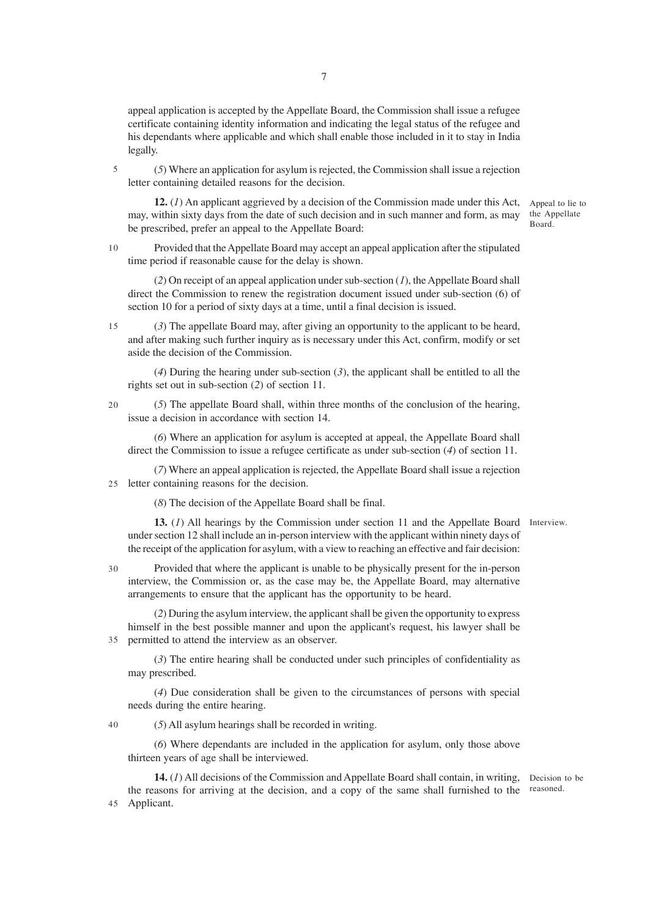appeal application is accepted by the Appellate Board, the Commission shall issue a refugee certificate containing identity information and indicating the legal status of the refugee and his dependants where applicable and which shall enable those included in it to stay in India legally.

(*5*) Where an application for asylum is rejected, the Commission shall issue a rejection letter containing detailed reasons for the decision.

Appeal to lie to the Appellate Board.

**12.** (*1*) An applicant aggrieved by a decision of the Commission made under this Act, may, within sixty days from the date of such decision and in such manner and form, as may be prescribed, prefer an appeal to the Appellate Board:

Provided that the Appellate Board may accept an appeal application after the stipulated time period if reasonable cause for the delay is shown.

(*2*) On receipt of an appeal application under sub-section (*1*), the Appellate Board shall direct the Commission to renew the registration document issued under sub-section (6) of section 10 for a period of sixty days at a time, until a final decision is issued.

(*3*) The appellate Board may, after giving an opportunity to the applicant to be heard, and after making such further inquiry as is necessary under this Act, confirm, modify or set aside the decision of the Commission.

(*4*) During the hearing under sub-section (*3*), the applicant shall be entitled to all the rights set out in sub-section (*2*) of section 11.

(*5*) The appellate Board shall, within three months of the conclusion of the hearing, issue a decision in accordance with section 14.

(*6*) Where an application for asylum is accepted at appeal, the Appellate Board shall direct the Commission to issue a refugee certificate as under sub-section (*4*) of section 11.

(*7*) Where an appeal application is rejected, the Appellate Board shall issue a rejection letter containing reasons for the decision.

(*8*) The decision of the Appellate Board shall be final.

Interview.

**13.** (*1*) All hearings by the Commission under section 11 and the Appellate Board under section 12 shall include an in-person interview with the applicant within ninety days of the receipt of the application for asylum, with a view to reaching an effective and fair decision:

Provided that where the applicant is unable to be physically present for the in-person interview, the Commission or, as the case may be, the Appellate Board, may alternative arrangements to ensure that the applicant has the opportunity to be heard.

(*2*) During the asylum interview, the applicant shall be given the opportunity to express himself in the best possible manner and upon the applicant's request, his lawyer shall be permitted to attend the interview as an observer.

(*3*) The entire hearing shall be conducted under such principles of confidentiality as may prescribed.

(*4*) Due consideration shall be given to the circumstances of persons with special needs during the entire hearing.

(*5*) All asylum hearings shall be recorded in writing.

(*6*) Where dependants are included in the application for asylum, only those above thirteen years of age shall be interviewed.

Decision to be reasoned.

**14.** (*1*) All decisions of the Commission and Appellate Board shall contain, in writing, the reasons for arriving at the decision, and a copy of the same shall furnished to the Applicant.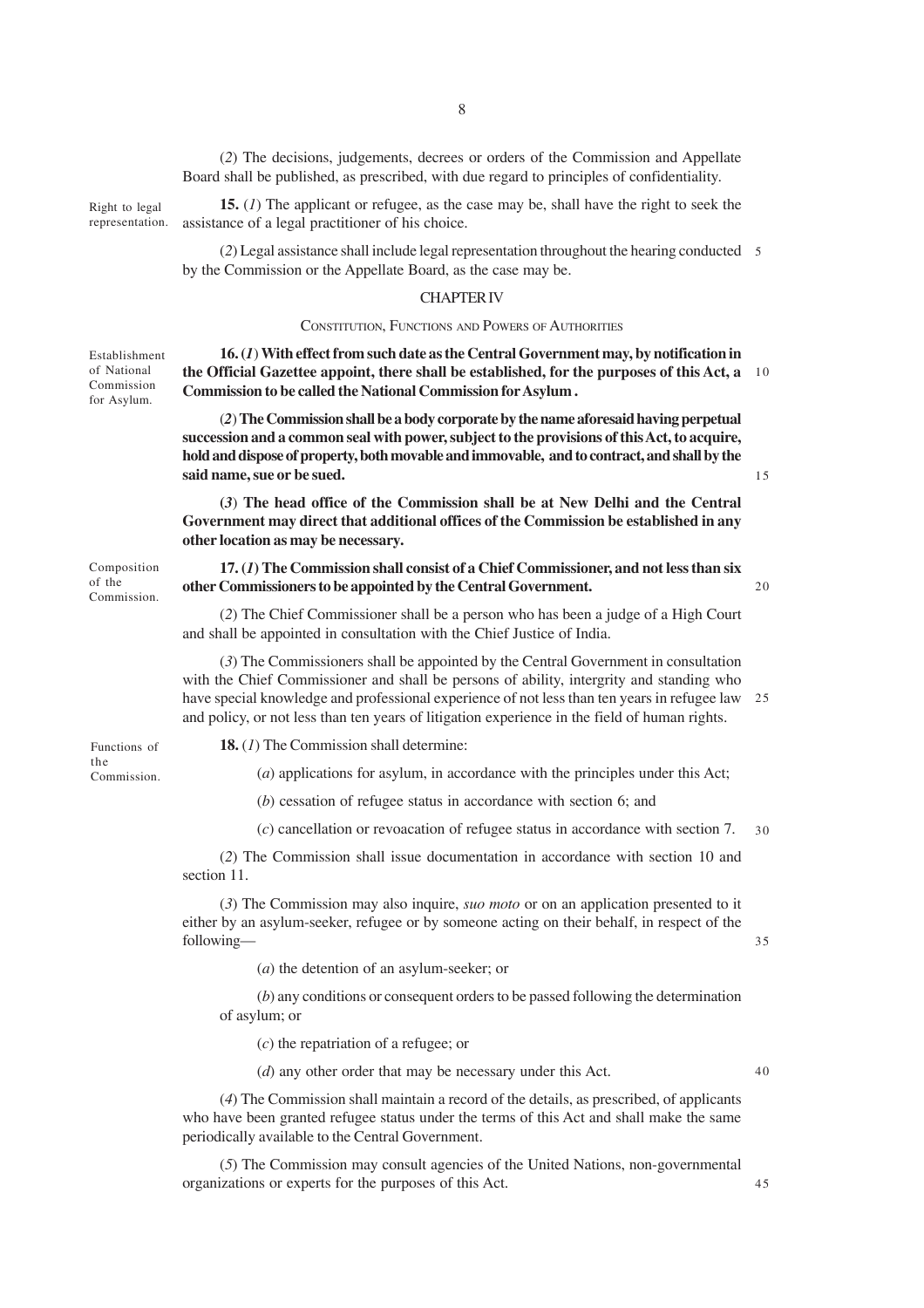(*2*) The decisions, judgements, decrees or orders of the Commission and Appellate Board shall be published, as prescribed, with due regard to principles of confidentiality.

Right to legal representation.

**15.** (*1*) The applicant or refugee, as the case may be, shall have the right to seek the assistance of a legal practitioner of his choice.

(*2*) Legal assistance shall include legal representation throughout the hearing conducted by the Commission or the Appellate Board, as the case may be.

## CHAPTER IV

### CONSTITUTION, FUNCTIONS AND POWERS OF AUTHORITIES

Establishment of National Commission for Asylum.

**16.** (***1***) **With effect from such date as the Central Government may, by notification in the Official Gazette appoint, there shall be established, for the purposes of this Act, a Commission to be called the National Commission for Asylum .**

(***2***) **The Commission shall be a body corporate by the name aforesaid having perpetual succession and a common seal with power, subject to the provisions of this Act, to acquire, hold and dispose of property, both movable and immovable, and to contract, and shall by the said name, sue or be sued.**

(***3***) **The head office of the Commission shall be at New Delhi and the Central Government may direct that additional offices of the Commission be established in any other location as may be necessary.**

Composition of the Commission.

**17.** (***1***) **The Commission shall consist of a Chief Commissioner, and not less than six other Commissioners to be appointed by the Central Government.**

(*2*) The Chief Commissioner shall be a person who has been a judge of a High Court and shall be appointed in consultation with the Chief Justice of India.

(*3*) The Commissioners shall be appointed by the Central Government in consultation with the Chief Commissioner and shall be persons of ability, intergrity and standing who have special knowledge and professional experience of not less than ten years in refugee law and policy, or not less than ten years of litigation experience in the field of human rights.

Functions of the Commission.

**18.** (*1*) The Commission shall determine:

(*a*) applications for asylum, in accordance with the principles under this Act;

(*b*) cessation of refugee status in accordance with section 6; and

(*c*) cancellation or revoacation of refugee status in accordance with section 7.

(*2*) The Commission shall issue documentation in accordance with section 10 and section 11.

(*3*) The Commission may also inquire, *suo moto* or on an application presented to it either by an asylum-seeker, refugee or by someone acting on their behalf, in respect of the following—

(*a*) the detention of an asylum-seeker; or

(*b*) any conditions or consequent orders to be passed following the determination of asylum; or

(*c*) the repatriation of a refugee; or

(*d*) any other order that may be necessary under this Act.

(*4*) The Commission shall maintain a record of the details, as prescribed, of applicants who have been granted refugee status under the terms of this Act and shall make the same periodically available to the Central Government.

(*5*) The Commission may consult agencies of the United Nations, non-governmental organizations or experts for the purposes of this Act.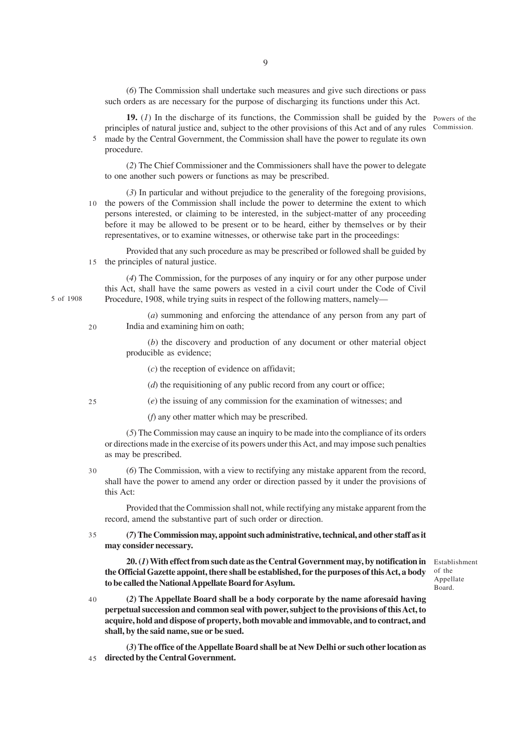(*6*) The Commission shall undertake such measures and give such directions or pass such orders as are necessary for the purpose of discharging its functions under this Act.

*Powers of the Commission.*

**19.** (*1*) In the discharge of its functions, the Commission shall be guided by the principles of natural justice and, subject to the other provisions of this Act and of any rules made by the Central Government, the Commission shall have the power to regulate its own procedure.

(*2*) The Chief Commissioner and the Commissioners shall have the power to delegate to one another such powers or functions as may be prescribed.

(*3*) In particular and without prejudice to the generality of the foregoing provisions, the powers of the Commission shall include the power to determine the extent to which persons interested, or claiming to be interested, in the subject-matter of any proceeding before it may be allowed to be present or to be heard, either by themselves or by their representatives, or to examine witnesses, or otherwise take part in the proceedings:

Provided that any such procedure as may be prescribed or followed shall be guided by the principles of natural justice.

(*4*) The Commission, for the purposes of any inquiry or for any other purpose under this Act, shall have the same powers as vested in a civil court under the Code of Civil Procedure, 1908, while trying suits in respect of the following matters, namely—

*5 of 1908*

(*a*) summoning and enforcing the attendance of any person from any part of India and examining him on oath;

(*b*) the discovery and production of any document or other material object producible as evidence;

(*c*) the reception of evidence on affidavit;

(*d*) the requisitioning of any public record from any court or office;

(*e*) the issuing of any commission for the examination of witnesses; and

(*f*) any other matter which may be prescribed.

(*5*) The Commission may cause an inquiry to be made into the compliance of its orders or directions made in the exercise of its powers under this Act, and may impose such penalties as may be prescribed.

(*6*) The Commission, with a view to rectifying any mistake apparent from the record, shall have the power to amend any order or direction passed by it under the provisions of this Act:

Provided that the Commission shall not, while rectifying any mistake apparent from the record, amend the substantive part of such order or direction.

**(*7*) The Commission may, appoint such administrative, technical, and other staff as it may consider necessary.**

*Establishment of the Appellate Board.*

**20. (*1*) With effect from such date as the Central Government may, by notification in the Official Gazette appoint, there shall be established, for the purposes of this Act, a body to be called the National Appellate Board for Asylum.**

**(*2*) The Appellate Board shall be a body corporate by the name aforesaid having perpetual succession and common seal with power, subject to the provisions of this Act, to acquire, hold and dispose of property, both movable and immovable, and to contract, and shall, by the said name, sue or be sued.**

**(*3*) The office of the Appellate Board shall be at New Delhi or such other location as directed by the Central Government.**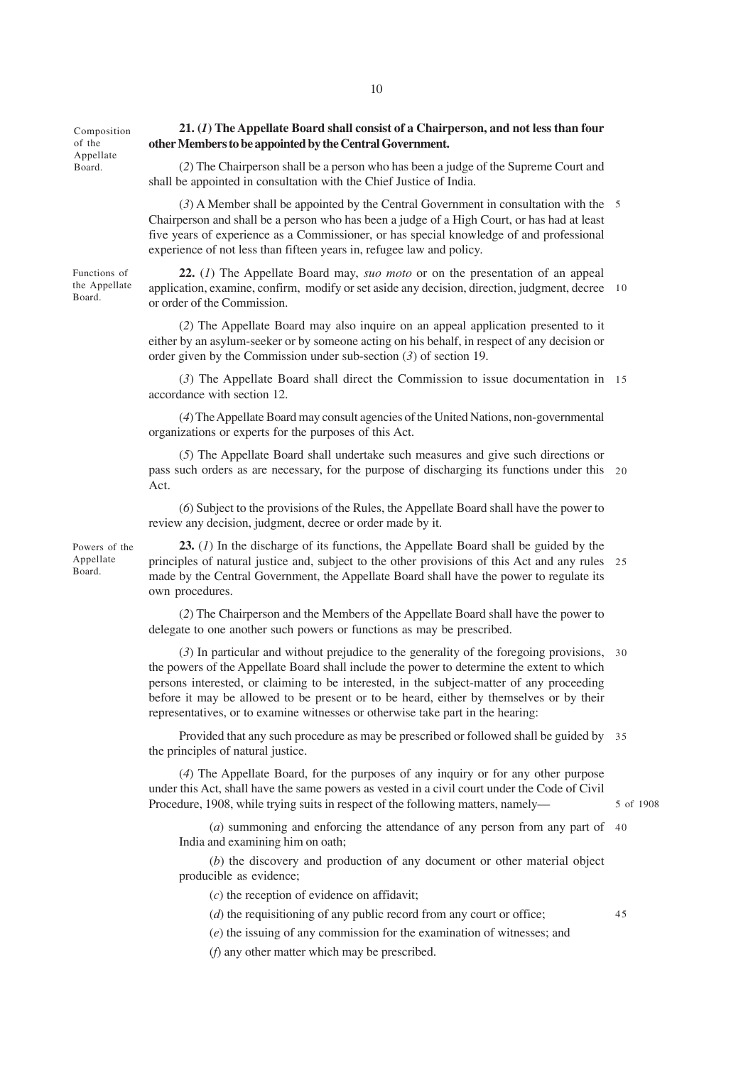Composition of the Appellate Board.

**21. (*1*) The Appellate Board shall consist of a Chairperson, and not less than four other Members to be appointed by the Central Government.**

(*2*) The Chairperson shall be a person who has been a judge of the Supreme Court and shall be appointed in consultation with the Chief Justice of India.

(*3*) A Member shall be appointed by the Central Government in consultation with the Chairperson and shall be a person who has been a judge of a High Court, or has had at least five years of experience as a Commissioner, or has special knowledge of and professional experience of not less than fifteen years in, refugee law and policy.

Functions of the Appellate Board.

**22.** (*1*) The Appellate Board may, *suo moto* or on the presentation of an appeal application, examine, confirm, modify or set aside any decision, direction, judgment, decree or order of the Commission.

(*2*) The Appellate Board may also inquire on an appeal application presented to it either by an asylum-seeker or by someone acting on his behalf, in respect of any decision or order given by the Commission under sub-section (*3*) of section 19.

(*3*) The Appellate Board shall direct the Commission to issue documentation in accordance with section 12.

(*4*) The Appellate Board may consult agencies of the United Nations, non-governmental organizations or experts for the purposes of this Act.

(*5*) The Appellate Board shall undertake such measures and give such directions or pass such orders as are necessary, for the purpose of discharging its functions under this Act.

(*6*) Subject to the provisions of the Rules, the Appellate Board shall have the power to review any decision, judgment, decree or order made by it.

Powers of the Appellate Board.

**23.** (*1*) In the discharge of its functions, the Appellate Board shall be guided by the principles of natural justice and, subject to the other provisions of this Act and any rules made by the Central Government, the Appellate Board shall have the power to regulate its own procedures.

(*2*) The Chairperson and the Members of the Appellate Board shall have the power to delegate to one another such powers or functions as may be prescribed.

(*3*) In particular and without prejudice to the generality of the foregoing provisions, the powers of the Appellate Board shall include the power to determine the extent to which persons interested, or claiming to be interested, in the subject-matter of any proceeding before it may be allowed to be present or to be heard, either by themselves or by their representatives, or to examine witnesses or otherwise take part in the hearing:

Provided that any such procedure as may be prescribed or followed shall be guided by the principles of natural justice.

(*4*) The Appellate Board, for the purposes of any inquiry or for any other purpose under this Act, shall have the same powers as vested in a civil court under the Code of Civil Procedure, 1908, while trying suits in respect of the following matters, namely—

5 of 1908

(*a*) summoning and enforcing the attendance of any person from any part of India and examining him on oath;

(*b*) the discovery and production of any document or other material object producible as evidence;

(*c*) the reception of evidence on affidavit;

(*d*) the requisitioning of any public record from any court or office;

(*e*) the issuing of any commission for the examination of witnesses; and

(*f*) any other matter which may be prescribed.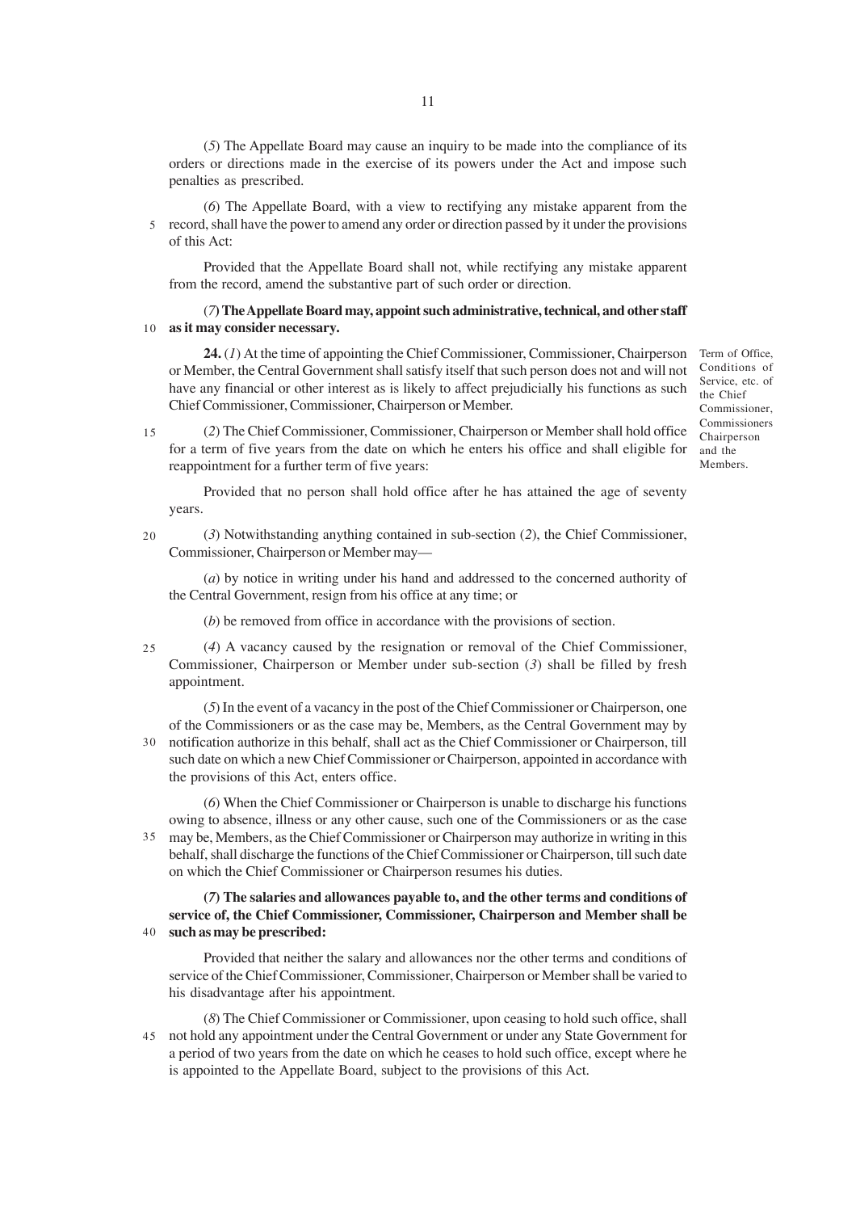(*5*) The Appellate Board may cause an inquiry to be made into the compliance of its orders or directions made in the exercise of its powers under the Act and impose such penalties as prescribed.

(*6*) The Appellate Board, with a view to rectifying any mistake apparent from the record, shall have the power to amend any order or direction passed by it under the provisions of this Act:

Provided that the Appellate Board shall not, while rectifying any mistake apparent from the record, amend the substantive part of such order or direction.

**(*7*) The Appellate Board may, appoint such administrative, technical, and other staff as it may consider necessary.**

*Term of Office, Conditions of Service, etc. of the Chief Commissioner, Commissioners Chairperson and the Members.*

**24.** (*1*) At the time of appointing the Chief Commissioner, Commissioner, Chairperson or Member, the Central Government shall satisfy itself that such person does not and will not have any financial or other interest as is likely to affect prejudicially his functions as such Chief Commissioner, Commissioner, Chairperson or Member.

(*2*) The Chief Commissioner, Commissioner, Chairperson or Member shall hold office for a term of five years from the date on which he enters his office and shall eligible for reappointment for a further term of five years:

Provided that no person shall hold office after he has attained the age of seventy years.

(*3*) Notwithstanding anything contained in sub-section (*2*), the Chief Commissioner, Commissioner, Chairperson or Member may—

(*a*) by notice in writing under his hand and addressed to the concerned authority of the Central Government, resign from his office at any time; or

(*b*) be removed from office in accordance with the provisions of section.

(*4*) A vacancy caused by the resignation or removal of the Chief Commissioner, Commissioner, Chairperson or Member under sub-section (*3*) shall be filled by fresh appointment.

(*5*) In the event of a vacancy in the post of the Chief Commissioner or Chairperson, one of the Commissioners or as the case may be, Members, as the Central Government may by notification authorize in this behalf, shall act as the Chief Commissioner or Chairperson, till such date on which a new Chief Commissioner or Chairperson, appointed in accordance with the provisions of this Act, enters office.

(*6*) When the Chief Commissioner or Chairperson is unable to discharge his functions owing to absence, illness or any other cause, such one of the Commissioners or as the case may be, Members, as the Chief Commissioner or Chairperson may authorize in writing in this behalf, shall discharge the functions of the Chief Commissioner or Chairperson, till such date on which the Chief Commissioner or Chairperson resumes his duties.

**(*7*) The salaries and allowances payable to, and the other terms and conditions of service of, the Chief Commissioner, Commissioner, Chairperson and Member shall be such as may be prescribed:**

Provided that neither the salary and allowances nor the other terms and conditions of service of the Chief Commissioner, Commissioner, Chairperson or Member shall be varied to his disadvantage after his appointment.

(*8*) The Chief Commissioner or Commissioner, upon ceasing to hold such office, shall not hold any appointment under the Central Government or under any State Government for a period of two years from the date on which he ceases to hold such office, except where he is appointed to the Appellate Board, subject to the provisions of this Act.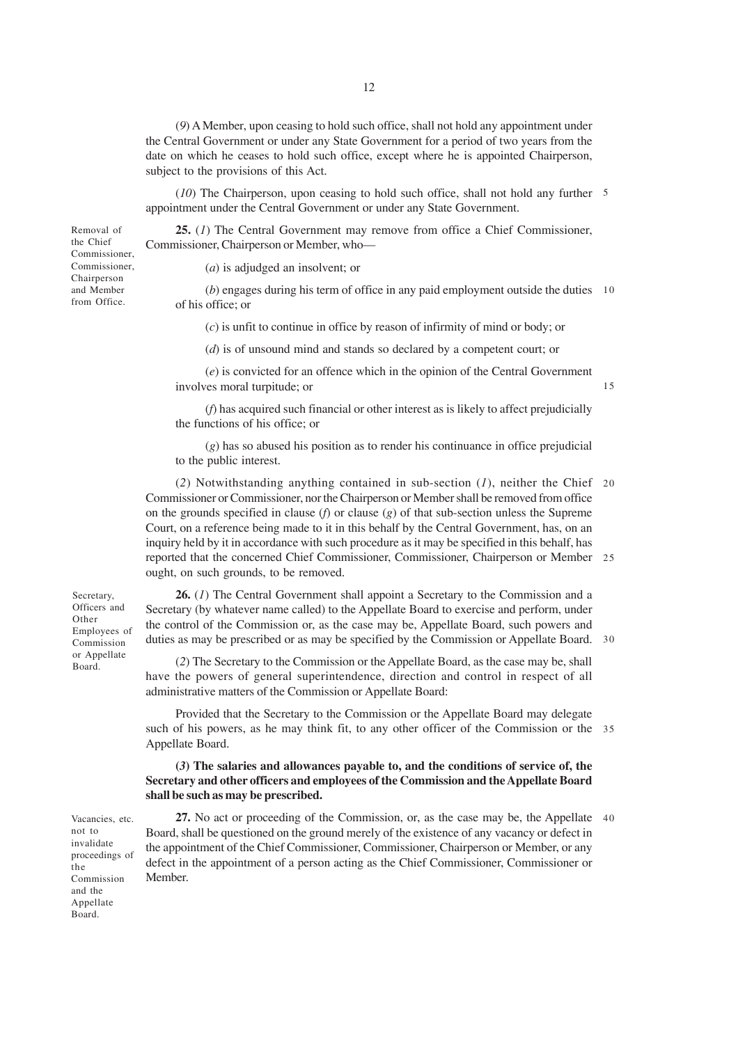(*9*) A Member, upon ceasing to hold such office, shall not hold any appointment under the Central Government or under any State Government for a period of two years from the date on which he ceases to hold such office, except where he is appointed Chairperson, subject to the provisions of this Act.

(*10*) The Chairperson, upon ceasing to hold such office, shall not hold any further appointment under the Central Government or under any State Government.

*Removal of the Chief Commissioner, Commissioner, Chairperson and Member from Office.*

**25.** (*1*) The Central Government may remove from office a Chief Commissioner, Commissioner, Chairperson or Member, who—

(*a*) is adjudged an insolvent; or

(*b*) engages during his term of office in any paid employment outside the duties of his office; or

(*c*) is unfit to continue in office by reason of infirmity of mind or body; or

(*d*) is of unsound mind and stands so declared by a competent court; or

(*e*) is convicted for an offence which in the opinion of the Central Government involves moral turpitude; or

(*f*) has acquired such financial or other interest as is likely to affect prejudicially the functions of his office; or

(*g*) has so abused his position as to render his continuance in office prejudicial to the public interest.

(*2*) Notwithstanding anything contained in sub-section (*1*), neither the Chief Commissioner or Commissioner, nor the Chairperson or Member shall be removed from office on the grounds specified in clause (*f*) or clause (*g*) of that sub-section unless the Supreme Court, on a reference being made to it in this behalf by the Central Government, has, on an inquiry held by it in accordance with such procedure as it may be specified in this behalf, has reported that the concerned Chief Commissioner, Commissioner, Chairperson or Member ought, on such grounds, to be removed.

*Secretary, Officers and Other Employees of Commission or Appellate Board.*

**26.** (*1*) The Central Government shall appoint a Secretary to the Commission and a Secretary (by whatever name called) to the Appellate Board to exercise and perform, under the control of the Commission or, as the case may be, Appellate Board, such powers and duties as may be prescribed or as may be specified by the Commission or Appellate Board.

(*2*) The Secretary to the Commission or the Appellate Board, as the case may be, shall have the powers of general superintendence, direction and control in respect of all administrative matters of the Commission or Appellate Board:

Provided that the Secretary to the Commission or the Appellate Board may delegate such of his powers, as he may think fit, to any other officer of the Commission or the Appellate Board.

**(*3*) The salaries and allowances payable to, and the conditions of service of, the Secretary and other officers and employees of the Commission and the Appellate Board shall be such as may be prescribed.**

*Vacancies, etc. not to invalidate proceedings of the Commission and the Appellate Board.*

**27.** No act or proceeding of the Commission, or, as the case may be, the Appellate Board, shall be questioned on the ground merely of the existence of any vacancy or defect in the appointment of the Chief Commissioner, Commissioner, Chairperson or Member, or any defect in the appointment of a person acting as the Chief Commissioner, Commissioner or Member.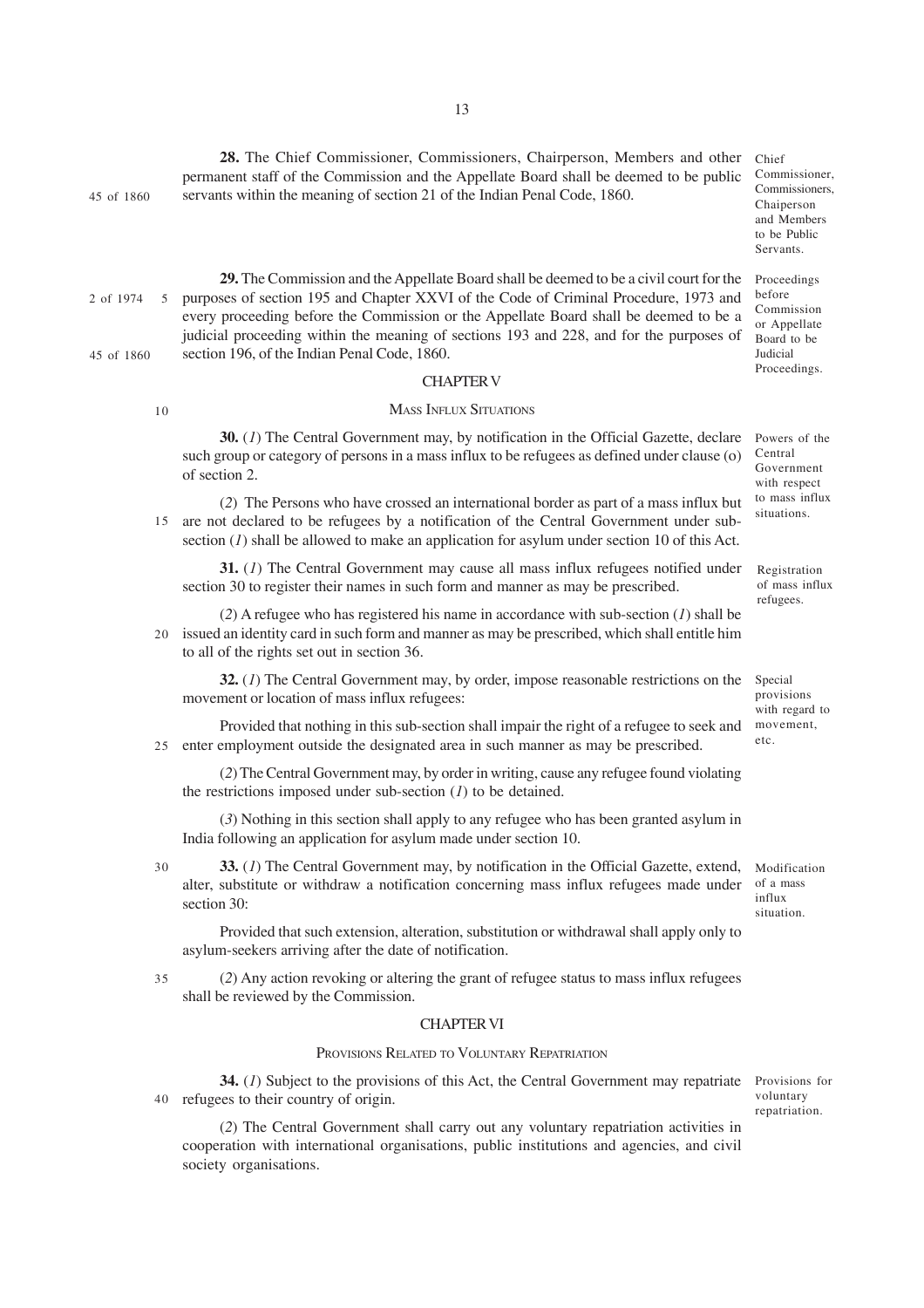**28.** The Chief Commissioner, Commissioners, Chairperson, Members and other permanent staff of the Commission and the Appellate Board shall be deemed to be public servants within the meaning of section 21 of the Indian Penal Code, 1860.

*Chief Commissioner, Commissioners, Chaiperson and Members to be Public Servants.*

*45 of 1860*

**29.** The Commission and the Appellate Board shall be deemed to be a civil court for the purposes of section 195 and Chapter XXVI of the Code of Criminal Procedure, 1973 and every proceeding before the Commission or the Appellate Board shall be deemed to be a judicial proceeding within the meaning of sections 193 and 228, and for the purposes of section 196, of the Indian Penal Code, 1860.

*Proceedings before Commission or Appellate Board to be Judicial Proceedings.*

*2 of 1974*

*45 of 1860*

## CHAPTER V

### MASS INFLUX SITUATIONS

**30.** (*1*) The Central Government may, by notification in the Official Gazette, declare such group or category of persons in a mass influx to be refugees as defined under clause (o) of section 2.

*Powers of the Central Government with respect to mass influx situations.*

(*2*) The Persons who have crossed an international border as part of a mass influx but are not declared to be refugees by a notification of the Central Government under sub-section (*1*) shall be allowed to make an application for asylum under section 10 of this Act.

**31.** (*1*) The Central Government may cause all mass influx refugees notified under section 30 to register their names in such form and manner as may be prescribed.

*Registration of mass influx refugees.*

(*2*) A refugee who has registered his name in accordance with sub-section (*1*) shall be issued an identity card in such form and manner as may be prescribed, which shall entitle him to all of the rights set out in section 36.

**32.** (*1*) The Central Government may, by order, impose reasonable restrictions on the movement or location of mass influx refugees:

*Special provisions with regard to movement, etc.*

Provided that nothing in this sub-section shall impair the right of a refugee to seek and enter employment outside the designated area in such manner as may be prescribed.

(*2*) The Central Government may, by order in writing, cause any refugee found violating the restrictions imposed under sub-section (*1*) to be detained.

(*3*) Nothing in this section shall apply to any refugee who has been granted asylum in India following an application for asylum made under section 10.

**33.** (*1*) The Central Government may, by notification in the Official Gazette, extend, alter, substitute or withdraw a notification concerning mass influx refugees made under section 30:

*Modification of a mass influx situation.*

Provided that such extension, alteration, substitution or withdrawal shall apply only to asylum-seekers arriving after the date of notification.

(*2*) Any action revoking or altering the grant of refugee status to mass influx refugees shall be reviewed by the Commission.

## CHAPTER VI

### PROVISIONS RELATED TO VOLUNTARY REPATRIATION

**34.** (*1*) Subject to the provisions of this Act, the Central Government may repatriate refugees to their country of origin.

*Provisions for voluntary repatriation.*

(*2*) The Central Government shall carry out any voluntary repatriation activities in cooperation with international organisations, public institutions and agencies, and civil society organisations.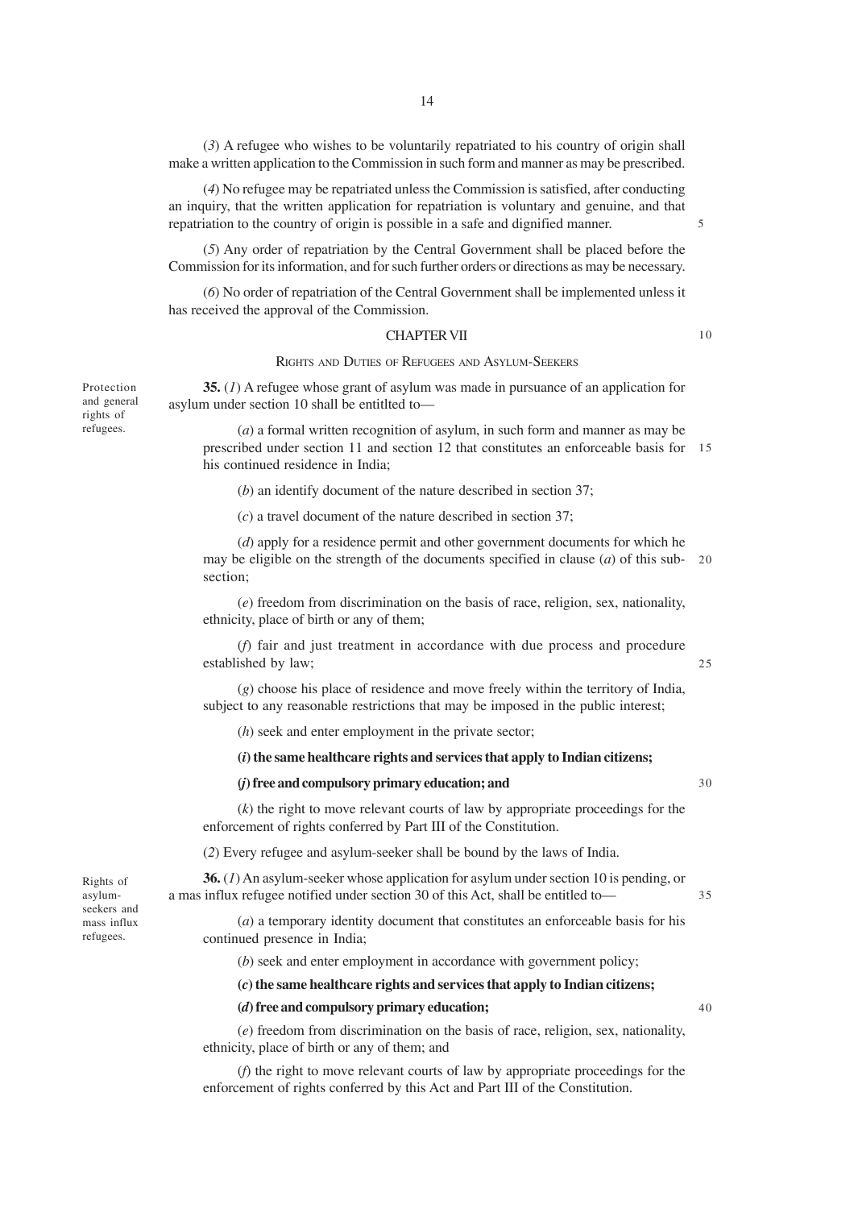(*3*) A refugee who wishes to be voluntarily repatriated to his country of origin shall make a written application to the Commission in such form and manner as may be prescribed.

(*4*) No refugee may be repatriated unless the Commission is satisfied, after conducting an inquiry, that the written application for repatriation is voluntary and genuine, and that repatriation to the country of origin is possible in a safe and dignified manner.

(*5*) Any order of repatriation by the Central Government shall be placed before the Commission for its information, and for such further orders or directions as may be necessary.

(*6*) No order of repatriation of the Central Government shall be implemented unless it has received the approval of the Commission.

## CHAPTER VII

### RIGHTS AND DUTIES OF REFUGEES AND ASYLUM-SEEKERS

Protection and general rights of refugees.

**35.** (*1*) A refugee whose grant of asylum was made in pursuance of an application for asylum under section 10 shall be entitlted to—

(*a*) a formal written recognition of asylum, in such form and manner as may be prescribed under section 11 and section 12 that constitutes an enforceable basis for his continued residence in India;

(*b*) an identify document of the nature described in section 37;

(*c*) a travel document of the nature described in section 37;

(*d*) apply for a residence permit and other government documents for which he may be eligible on the strength of the documents specified in clause (*a*) of this sub-section;

(*e*) freedom from discrimination on the basis of race, religion, sex, nationality, ethnicity, place of birth or any of them;

(*f*) fair and just treatment in accordance with due process and procedure established by law;

(*g*) choose his place of residence and move freely within the territory of India, subject to any reasonable restrictions that may be imposed in the public interest;

(*h*) seek and enter employment in the private sector;

**(*i*) the same healthcare rights and services that apply to Indian citizens;**

**(*j*) free and compulsory primary education; and**

(*k*) the right to move relevant courts of law by appropriate proceedings for the enforcement of rights conferred by Part III of the Constitution.

(*2*) Every refugee and asylum-seeker shall be bound by the laws of India.

Rights of asylum-seekers and mass influx refugees.

**36.** (*1*) An asylum-seeker whose application for asylum under section 10 is pending, or a mas influx refugee notified under section 30 of this Act, shall be entitled to—

(*a*) a temporary identity document that constitutes an enforceable basis for his continued presence in India;

(*b*) seek and enter employment in accordance with government policy;

**(*c*) the same healthcare rights and services that apply to Indian citizens;**

**(*d*) free and compulsory primary education;**

(*e*) freedom from discrimination on the basis of race, religion, sex, nationality, ethnicity, place of birth or any of them; and

(*f*) the right to move relevant courts of law by appropriate proceedings for the enforcement of rights conferred by this Act and Part III of the Constitution.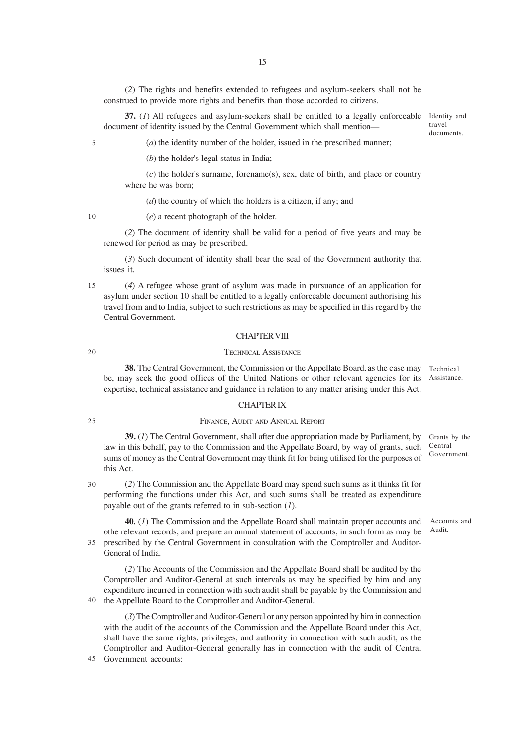(*2*) The rights and benefits extended to refugees and asylum-seekers shall not be construed to provide more rights and benefits than those accorded to citizens.

**37.** (*1*) All refugees and asylum-seekers shall be entitled to a legally enforceable document of identity issued by the Central Government which shall mention—

Identity and travel documents.

(*a*) the identity number of the holder, issued in the prescribed manner;

(*b*) the holder's legal status in India;

(*c*) the holder's surname, forename(s), sex, date of birth, and place or country where he was born;

(*d*) the country of which the holders is a citizen, if any; and

(*e*) a recent photograph of the holder.

(*2*) The document of identity shall be valid for a period of five years and may be renewed for period as may be prescribed.

(*3*) Such document of identity shall bear the seal of the Government authority that issues it.

(*4*) A refugee whose grant of asylum was made in pursuance of an application for asylum under section 10 shall be entitled to a legally enforceable document authorising his travel from and to India, subject to such restrictions as may be specified in this regard by the Central Government.

## CHAPTER VIII

### TECHNICAL ASSISTANCE

**38.** The Central Government, the Commission or the Appellate Board, as the case may be, may seek the good offices of the United Nations or other relevant agencies for its expertise, technical assistance and guidance in relation to any matter arising under this Act.

Technical Assistance.

## CHAPTER IX

### FINANCE, AUDIT AND ANNUAL REPORT

**39.** (*1*) The Central Government, shall after due appropriation made by Parliament, by law in this behalf, pay to the Commission and the Appellate Board, by way of grants, such sums of money as the Central Government may think fit for being utilised for the purposes of this Act.

Grants by the Central Government.

(*2*) The Commission and the Appellate Board may spend such sums as it thinks fit for performing the functions under this Act, and such sums shall be treated as expenditure payable out of the grants referred to in sub-section (*1*).

**40.** (*1*) The Commission and the Appellate Board shall maintain proper accounts and othe relevant records, and prepare an annual statement of accounts, in such form as may be prescribed by the Central Government in consultation with the Comptroller and Auditor-General of India.

Accounts and Audit.

(*2*) The Accounts of the Commission and the Appellate Board shall be audited by the Comptroller and Auditor-General at such intervals as may be specified by him and any expenditure incurred in connection with such audit shall be payable by the Commission and the Appellate Board to the Comptroller and Auditor-General.

(*3*) The Comptroller and Auditor-General or any person appointed by him in connection with the audit of the accounts of the Commission and the Appellate Board under this Act, shall have the same rights, privileges, and authority in connection with such audit, as the Comptroller and Auditor-General generally has in connection with the audit of Central Government accounts: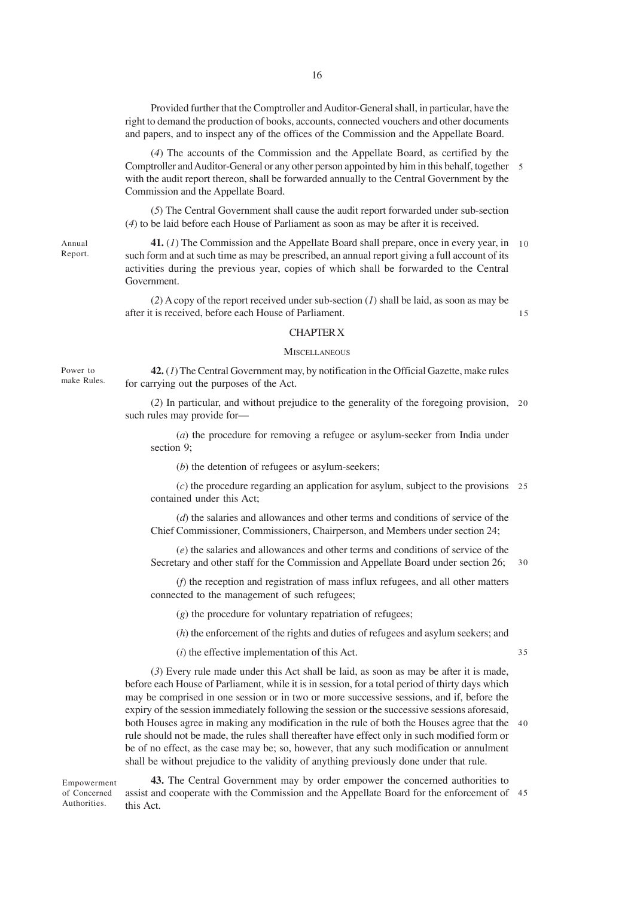Provided further that the Comptroller and Auditor-General shall, in particular, have the right to demand the production of books, accounts, connected vouchers and other documents and papers, and to inspect any of the offices of the Commission and the Appellate Board.

(*4*) The accounts of the Commission and the Appellate Board, as certified by the Comptroller and Auditor-General or any other person appointed by him in this behalf, together with the audit report thereon, shall be forwarded annually to the Central Government by the Commission and the Appellate Board.

(*5*) The Central Government shall cause the audit report forwarded under sub-section (*4*) to be laid before each House of Parliament as soon as may be after it is received.

Annual Report.

**41.** (*1*) The Commission and the Appellate Board shall prepare, once in every year, in such form and at such time as may be prescribed, an annual report giving a full account of its activities during the previous year, copies of which shall be forwarded to the Central Government.

(*2*) A copy of the report received under sub-section (*1*) shall be laid, as soon as may be after it is received, before each House of Parliament.

## CHAPTER X

### MISCELLANEOUS

Power to make Rules.

**42.** (*1*) The Central Government may, by notification in the Official Gazette, make rules for carrying out the purposes of the Act.

(*2*) In particular, and without prejudice to the generality of the foregoing provision, such rules may provide for—

(*a*) the procedure for removing a refugee or asylum-seeker from India under section 9;

(*b*) the detention of refugees or asylum-seekers;

(*c*) the procedure regarding an application for asylum, subject to the provisions contained under this Act;

(*d*) the salaries and allowances and other terms and conditions of service of the Chief Commissioner, Commissioners, Chairperson, and Members under section 24;

(*e*) the salaries and allowances and other terms and conditions of service of the Secretary and other staff for the Commission and Appellate Board under section 26;

(*f*) the reception and registration of mass influx refugees, and all other matters connected to the management of such refugees;

(*g*) the procedure for voluntary repatriation of refugees;

(*h*) the enforcement of the rights and duties of refugees and asylum seekers; and

(*i*) the effective implementation of this Act.

(*3*) Every rule made under this Act shall be laid, as soon as may be after it is made, before each House of Parliament, while it is in session, for a total period of thirty days which may be comprised in one session or in two or more successive sessions, and if, before the expiry of the session immediately following the session or the successive sessions aforesaid, both Houses agree in making any modification in the rule of both the Houses agree that the rule should not be made, the rules shall thereafter have effect only in such modified form or be of no effect, as the case may be; so, however, that any such modification or annulment shall be without prejudice to the validity of anything previously done under that rule.

Empowerment of Concerned Authorities.

**43.** The Central Government may by order empower the concerned authorities to assist and cooperate with the Commission and the Appellate Board for the enforcement of this Act.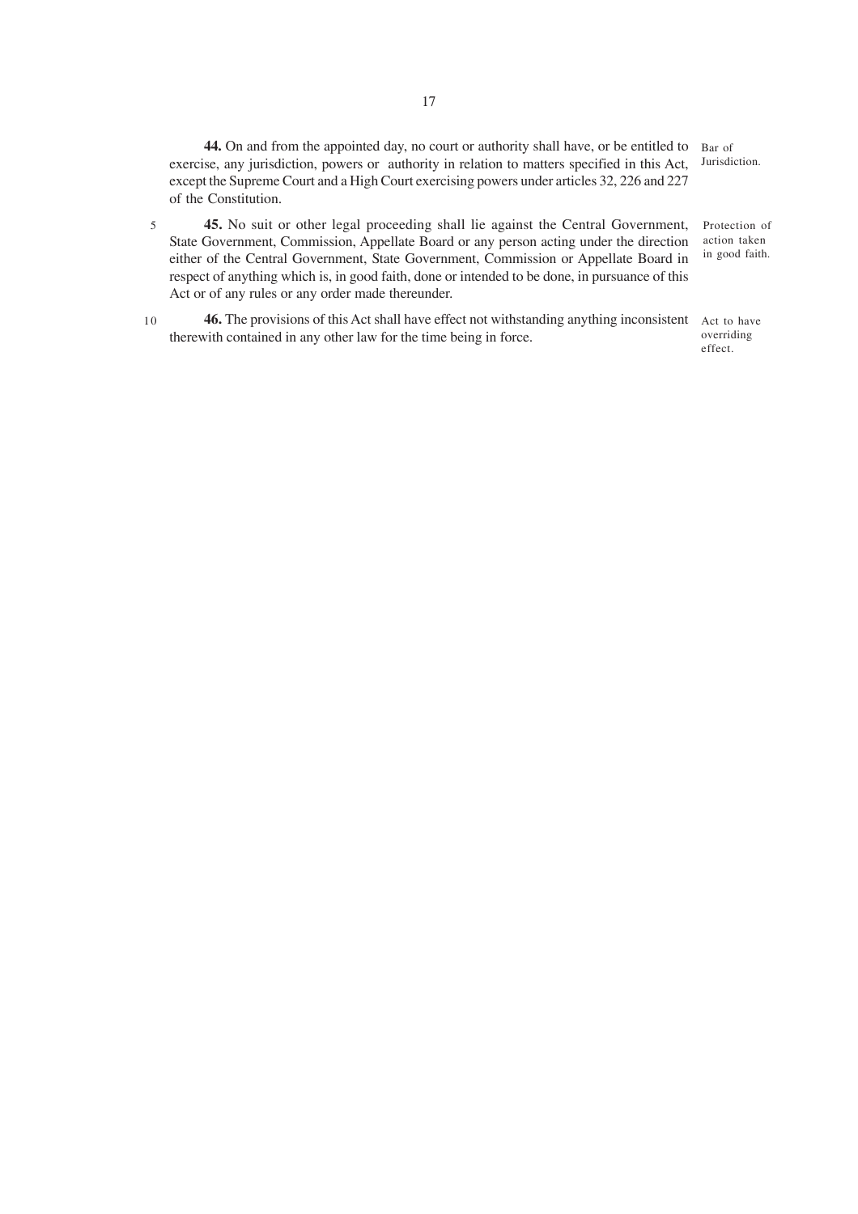**44.** On and from the appointed day, no court or authority shall have, or be entitled to exercise, any jurisdiction, powers or authority in relation to matters specified in this Act, except the Supreme Court and a High Court exercising powers under articles 32, 226 and 227 of the Constitution.

*Bar of Jurisdiction.*

**45.** No suit or other legal proceeding shall lie against the Central Government, State Government, Commission, Appellate Board or any person acting under the direction either of the Central Government, State Government, Commission or Appellate Board in respect of anything which is, in good faith, done or intended to be done, in pursuance of this Act or of any rules or any order made thereunder.

*Protection of action taken in good faith.*

**46.** The provisions of this Act shall have effect not withstanding anything inconsistent therewith contained in any other law for the time being in force.

*Act to have overriding effect.*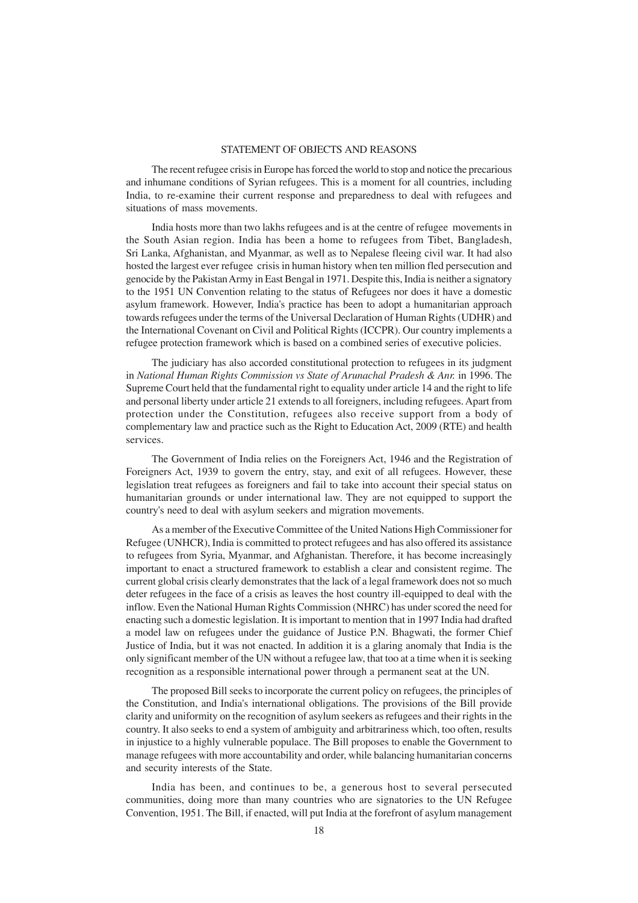## STATEMENT OF OBJECTS AND REASONS

The recent refugee crisis in Europe has forced the world to stop and notice the precarious and inhumane conditions of Syrian refugees. This is a moment for all countries, including India, to re-examine their current response and preparedness to deal with refugees and situations of mass movements.

India hosts more than two lakhs refugees and is at the centre of refugee movements in the South Asian region. India has been a home to refugees from Tibet, Bangladesh, Sri Lanka, Afghanistan, and Myanmar, as well as to Nepalese fleeing civil war. It had also hosted the largest ever refugee crisis in human history when ten million fled persecution and genocide by the Pakistan Army in East Bengal in 1971. Despite this, India is neither a signatory to the 1951 UN Convention relating to the status of Refugees nor does it have a domestic asylum framework. However, India's practice has been to adopt a humanitarian approach towards refugees under the terms of the Universal Declaration of Human Rights (UDHR) and the International Covenant on Civil and Political Rights (ICCPR). Our country implements a refugee protection framework which is based on a combined series of executive policies.

The judiciary has also accorded constitutional protection to refugees in its judgment in *National Human Rights Commission vs State of Arunachal Pradesh & Anr.* in 1996. The Supreme Court held that the fundamental right to equality under article 14 and the right to life and personal liberty under article 21 extends to all foreigners, including refugees. Apart from protection under the Constitution, refugees also receive support from a body of complementary law and practice such as the Right to Education Act, 2009 (RTE) and health services.

The Government of India relies on the Foreigners Act, 1946 and the Registration of Foreigners Act, 1939 to govern the entry, stay, and exit of all refugees. However, these legislation treat refugees as foreigners and fail to take into account their special status on humanitarian grounds or under international law. They are not equipped to support the country's need to deal with asylum seekers and migration movements.

As a member of the Executive Committee of the United Nations High Commissioner for Refugee (UNHCR), India is committed to protect refugees and has also offered its assistance to refugees from Syria, Myanmar, and Afghanistan. Therefore, it has become increasingly important to enact a structured framework to establish a clear and consistent regime. The current global crisis clearly demonstrates that the lack of a legal framework does not so much deter refugees in the face of a crisis as leaves the host country ill-equipped to deal with the inflow. Even the National Human Rights Commission (NHRC) has under scored the need for enacting such a domestic legislation. It is important to mention that in 1997 India had drafted a model law on refugees under the guidance of Justice P.N. Bhagwati, the former Chief Justice of India, but it was not enacted. In addition it is a glaring anomaly that India is the only significant member of the UN without a refugee law, that too at a time when it is seeking recognition as a responsible international power through a permanent seat at the UN.

The proposed Bill seeks to incorporate the current policy on refugees, the principles of the Constitution, and India's international obligations. The provisions of the Bill provide clarity and uniformity on the recognition of asylum seekers as refugees and their rights in the country. It also seeks to end a system of ambiguity and arbitrariness which, too often, results in injustice to a highly vulnerable populace. The Bill proposes to enable the Government to manage refugees with more accountability and order, while balancing humanitarian concerns and security interests of the State.

India has been, and continues to be, a generous host to several persecuted communities, doing more than many countries who are signatories to the UN Refugee Convention, 1951. The Bill, if enacted, will put India at the forefront of asylum management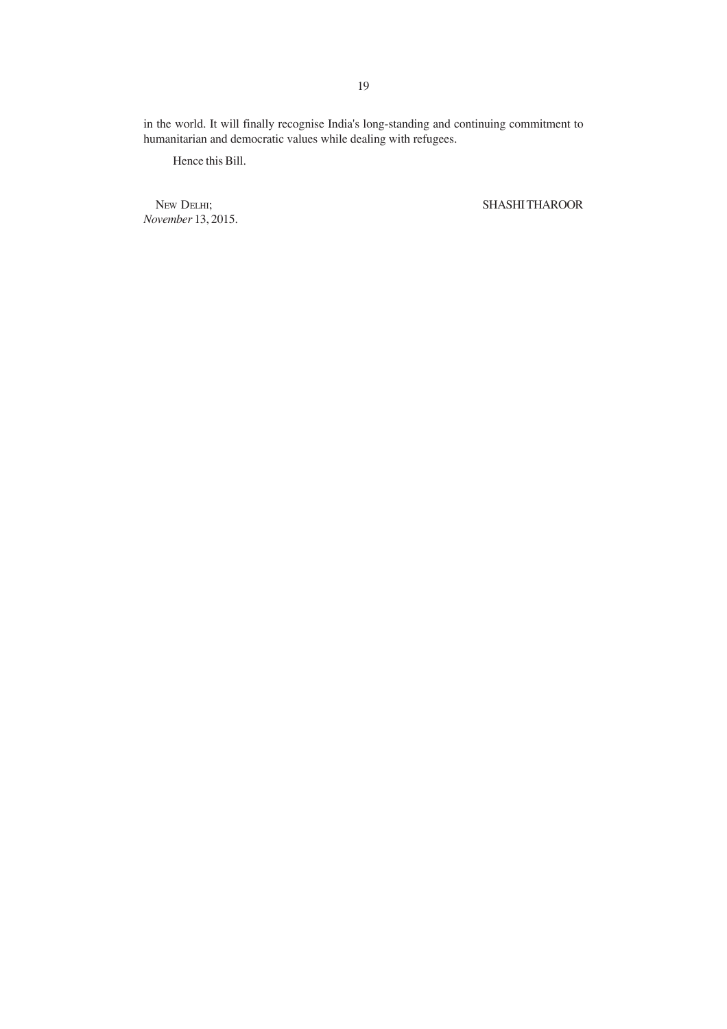in the world. It will finally recognise India's long-standing and continuing commitment to humanitarian and democratic values while dealing with refugees.

Hence this Bill.

NEW DELHI;
*November* 13, 2015.

SHASHI THAROOR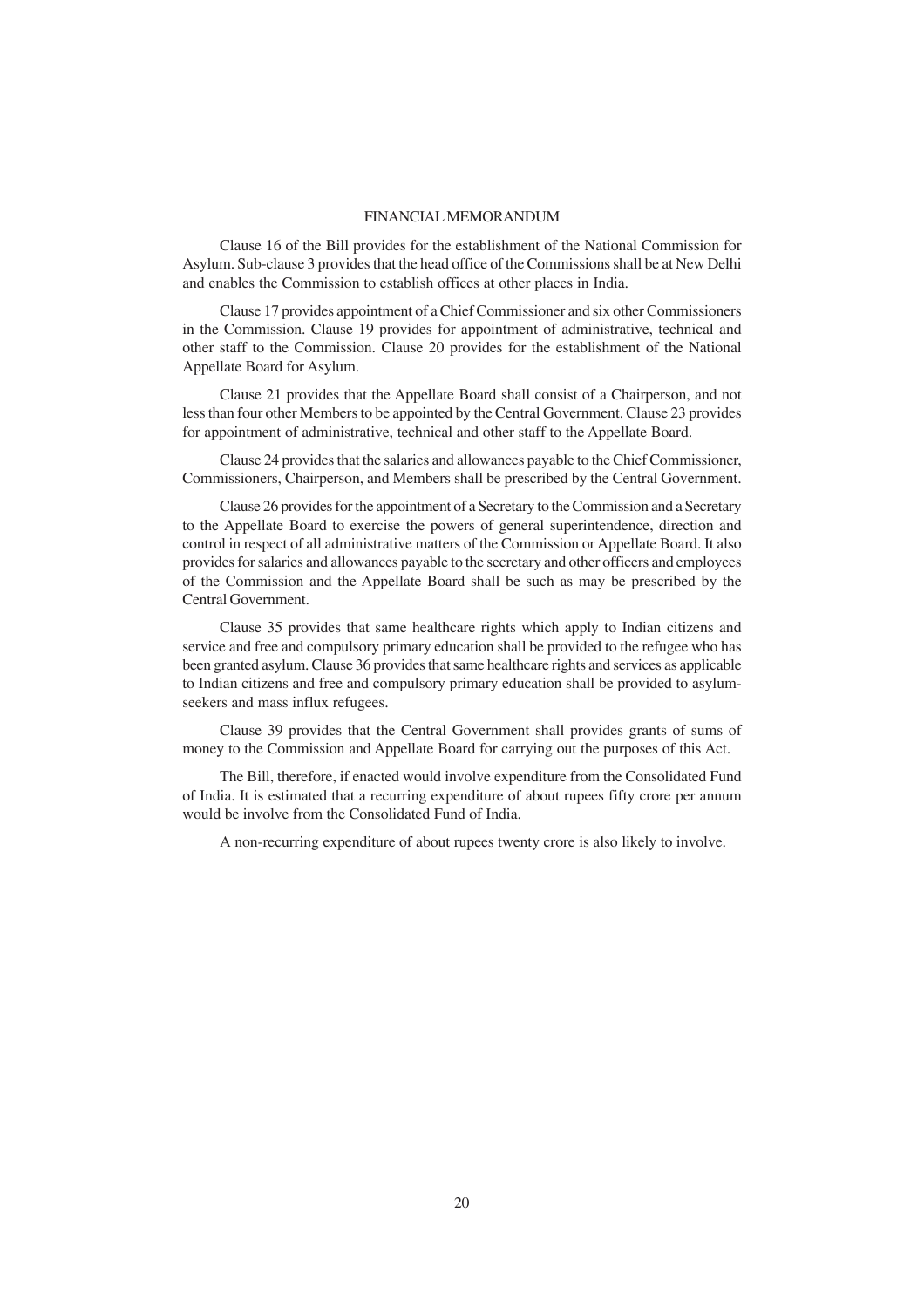## FINANCIAL MEMORANDUM

Clause 16 of the Bill provides for the establishment of the National Commission for Asylum. Sub-clause 3 provides that the head office of the Commissions shall be at New Delhi and enables the Commission to establish offices at other places in India.

Clause 17 provides appointment of a Chief Commissioner and six other Commissioners in the Commission. Clause 19 provides for appointment of administrative, technical and other staff to the Commission. Clause 20 provides for the establishment of the National Appellate Board for Asylum.

Clause 21 provides that the Appellate Board shall consist of a Chairperson, and not less than four other Members to be appointed by the Central Government. Clause 23 provides for appointment of administrative, technical and other staff to the Appellate Board.

Clause 24 provides that the salaries and allowances payable to the Chief Commissioner, Commissioners, Chairperson, and Members shall be prescribed by the Central Government.

Clause 26 provides for the appointment of a Secretary to the Commission and a Secretary to the Appellate Board to exercise the powers of general superintendence, direction and control in respect of all administrative matters of the Commission or Appellate Board. It also provides for salaries and allowances payable to the secretary and other officers and employees of the Commission and the Appellate Board shall be such as may be prescribed by the Central Government.

Clause 35 provides that same healthcare rights which apply to Indian citizens and service and free and compulsory primary education shall be provided to the refugee who has been granted asylum. Clause 36 provides that same healthcare rights and services as applicable to Indian citizens and free and compulsory primary education shall be provided to asylum-seekers and mass influx refugees.

Clause 39 provides that the Central Government shall provides grants of sums of money to the Commission and Appellate Board for carrying out the purposes of this Act.

The Bill, therefore, if enacted would involve expenditure from the Consolidated Fund of India. It is estimated that a recurring expenditure of about rupees fifty crore per annum would be involve from the Consolidated Fund of India.

A non-recurring expenditure of about rupees twenty crore is also likely to involve.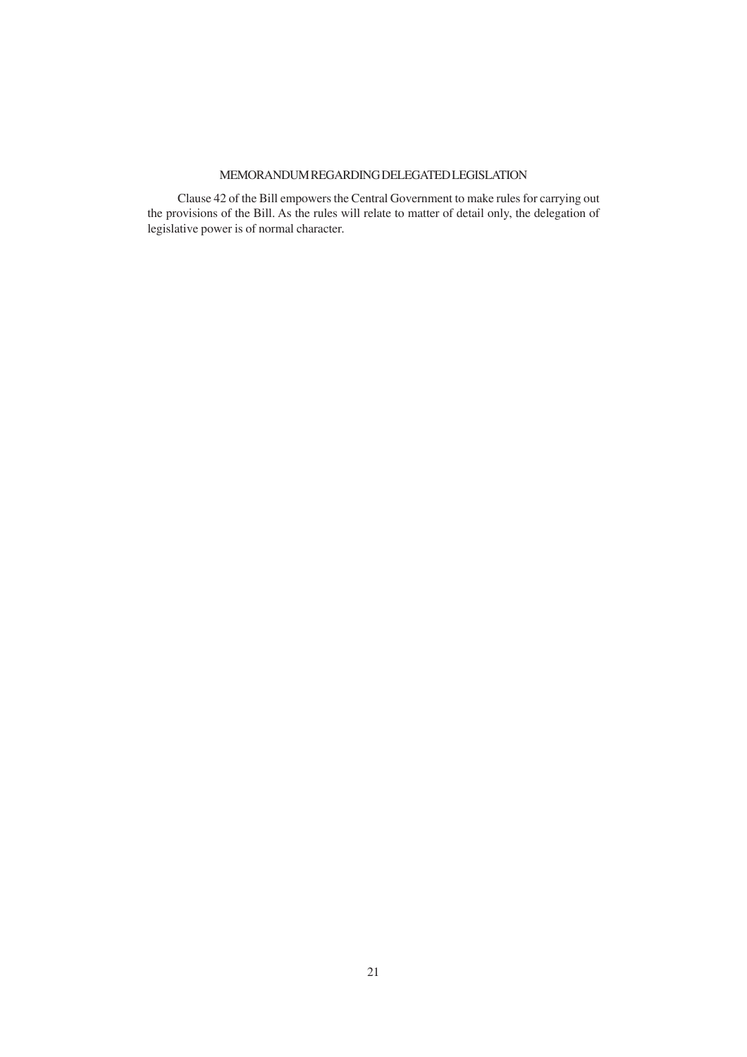## MEMORANDUM REGARDING DELEGATED LEGISLATION

Clause 42 of the Bill empowers the Central Government to make rules for carrying out the provisions of the Bill. As the rules will relate to matter of detail only, the delegation of legislative power is of normal character.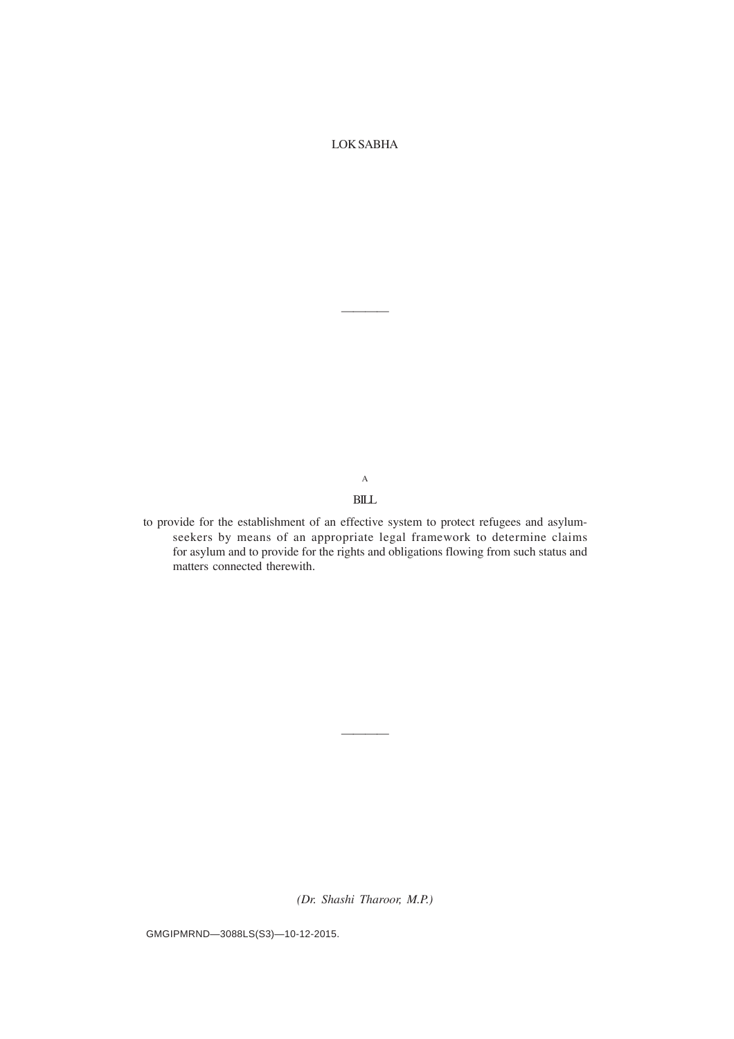LOK SABHA

————

A

BILL

to provide for the establishment of an effective system to protect refugees and asylum-seekers by means of an appropriate legal framework to determine claims for asylum and to provide for the rights and obligations flowing from such status and matters connected therewith.

————

*(Dr. Shashi Tharoor, M.P.)*

GMGIPMRND—3088LS(S3)—10-12-2015.